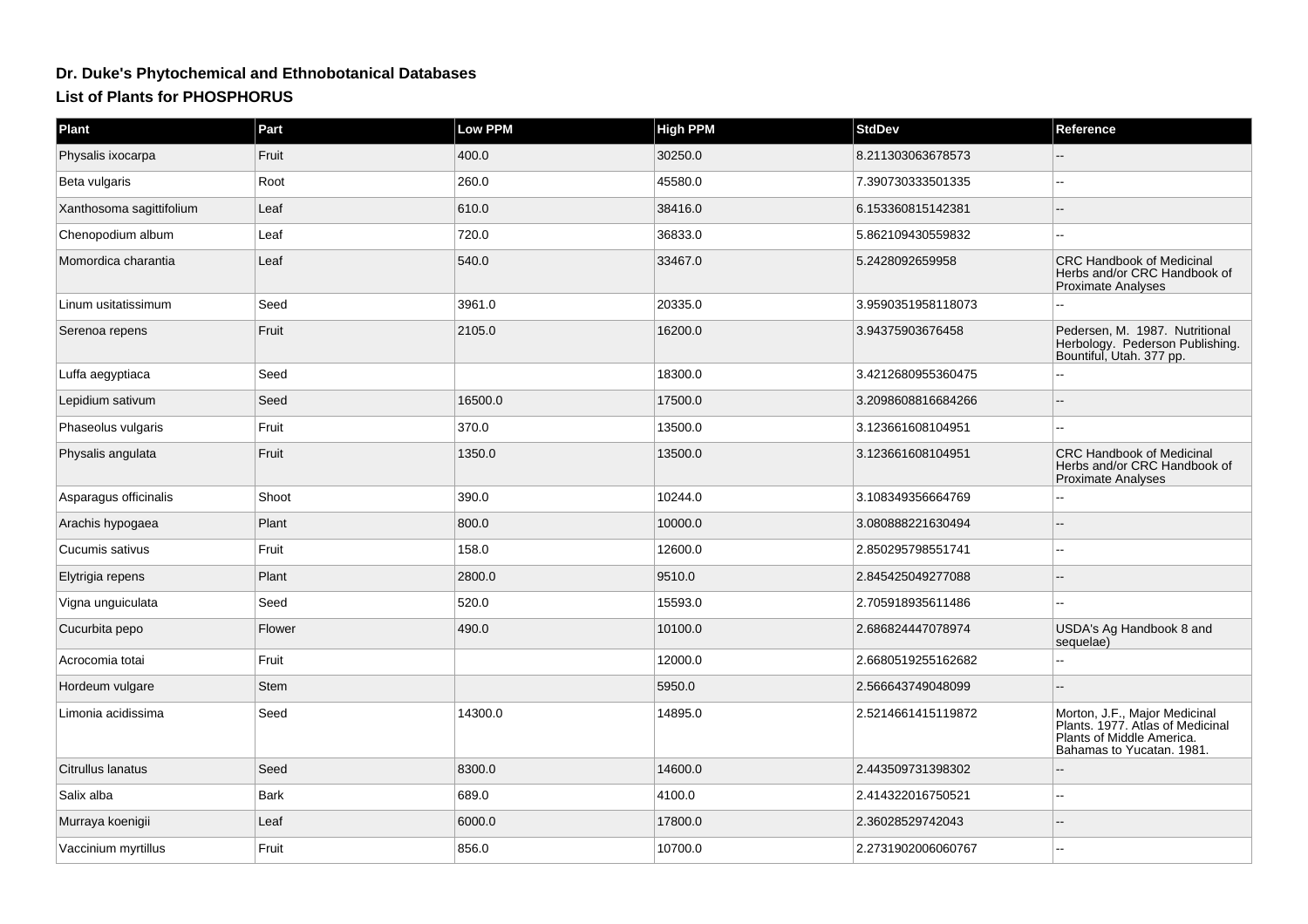# Dr. Duke's Phytochemical and Ethnobotanical Databases

## List of Plants for PHOSPHORUS

| Plant | Part | Low PPM | High PPM | StdDev | Reference |
|---|---|---|---|---|---|
| Physalis ixocarpa | Fruit | 400.0 | 30250.0 | 8.211303063678573 | -- |
| Beta vulgaris | Root | 260.0 | 45580.0 | 7.390730333501335 | -- |
| Xanthosoma sagittifolium | Leaf | 610.0 | 38416.0 | 6.153360815142381 | -- |
| Chenopodium album | Leaf | 720.0 | 36833.0 | 5.862109430559832 | -- |
| Momordica charantia | Leaf | 540.0 | 33467.0 | 5.2428092659958 | CRC Handbook of Medicinal Herbs and/or CRC Handbook of Proximate Analyses |
| Linum usitatissimum | Seed | 3961.0 | 20335.0 | 3.9590351958118073 | -- |
| Serenoa repens | Fruit | 2105.0 | 16200.0 | 3.94375903676458 | Pedersen, M. 1987. Nutritional Herbology. Pederson Publishing. Bountiful, Utah. 377 pp. |
| Luffa aegyptiaca | Seed | | 18300.0 | 3.4212680955360475 | -- |
| Lepidium sativum | Seed | 16500.0 | 17500.0 | 3.2098608816684266 | -- |
| Phaseolus vulgaris | Fruit | 370.0 | 13500.0 | 3.123661608104951 | -- |
| Physalis angulata | Fruit | 1350.0 | 13500.0 | 3.123661608104951 | CRC Handbook of Medicinal Herbs and/or CRC Handbook of Proximate Analyses |
| Asparagus officinalis | Shoot | 390.0 | 10244.0 | 3.108349356664769 | -- |
| Arachis hypogaea | Plant | 800.0 | 10000.0 | 3.080888221630494 | -- |
| Cucumis sativus | Fruit | 158.0 | 12600.0 | 2.850295798551741 | -- |
| Elytrigia repens | Plant | 2800.0 | 9510.0 | 2.845425049277088 | -- |
| Vigna unguiculata | Seed | 520.0 | 15593.0 | 2.705918935611486 | -- |
| Cucurbita pepo | Flower | 490.0 | 10100.0 | 2.686824447078974 | USDA's Ag Handbook 8 and sequelae) |
| Acrocomia totai | Fruit | | 12000.0 | 2.6680519255162682 | -- |
| Hordeum vulgare | Stem | | 5950.0 | 2.566643749048099 | -- |
| Limonia acidissima | Seed | 14300.0 | 14895.0 | 2.5214661415119872 | Morton, J.F., Major Medicinal Plants. 1977. Atlas of Medicinal Plants of Middle America. Bahamas to Yucatan. 1981. |
| Citrullus lanatus | Seed | 8300.0 | 14600.0 | 2.443509731398302 | -- |
| Salix alba | Bark | 689.0 | 4100.0 | 2.414322016750521 | -- |
| Murraya koenigii | Leaf | 6000.0 | 17800.0 | 2.36028529742043 | -- |
| Vaccinium myrtillus | Fruit | 856.0 | 10700.0 | 2.2731902006060767 | -- |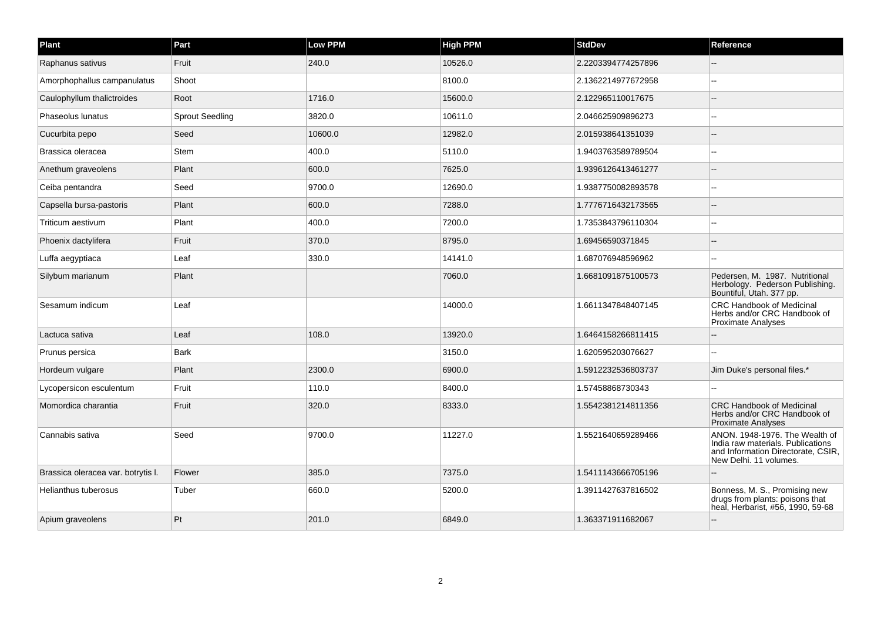| Plant | Part | Low PPM | High PPM | StdDev | Reference |
|---|---|---|---|---|---|
| Raphanus sativus | Fruit | 240.0 | 10526.0 | 2.2203394774257896 | -- |
| Amorphophallus campanulatus | Shoot | | 8100.0 | 2.1362214977672958 | -- |
| Caulophyllum thalictroides | Root | 1716.0 | 15600.0 | 2.122965110017675 | -- |
| Phaseolus lunatus | Sprout Seedling | 3820.0 | 10611.0 | 2.046625909896273 | -- |
| Cucurbita pepo | Seed | 10600.0 | 12982.0 | 2.015938641351039 | -- |
| Brassica oleracea | Stem | 400.0 | 5110.0 | 1.9403763589789504 | -- |
| Anethum graveolens | Plant | 600.0 | 7625.0 | 1.9396126413461277 | -- |
| Ceiba pentandra | Seed | 9700.0 | 12690.0 | 1.9387750082893578 | -- |
| Capsella bursa-pastoris | Plant | 600.0 | 7288.0 | 1.7776716432173565 | -- |
| Triticum aestivum | Plant | 400.0 | 7200.0 | 1.7353843796110304 | -- |
| Phoenix dactylifera | Fruit | 370.0 | 8795.0 | 1.69456590371845 | -- |
| Luffa aegyptiaca | Leaf | 330.0 | 14141.0 | 1.687076948596962 | -- |
| Silybum marianum | Plant | | 7060.0 | 1.6681091875100573 | Pedersen, M. 1987. Nutritional Herbology. Pederson Publishing. Bountiful, Utah. 377 pp. |
| Sesamum indicum | Leaf | | 14000.0 | 1.6611347848407145 | CRC Handbook of Medicinal Herbs and/or CRC Handbook of Proximate Analyses |
| Lactuca sativa | Leaf | 108.0 | 13920.0 | 1.6464158266811415 | -- |
| Prunus persica | Bark | | 3150.0 | 1.620595203076627 | -- |
| Hordeum vulgare | Plant | 2300.0 | 6900.0 | 1.5912232536803737 | Jim Duke's personal files.* |
| Lycopersicon esculentum | Fruit | 110.0 | 8400.0 | 1.57458868730343 | -- |
| Momordica charantia | Fruit | 320.0 | 8333.0 | 1.5542381214811356 | CRC Handbook of Medicinal Herbs and/or CRC Handbook of Proximate Analyses |
| Cannabis sativa | Seed | 9700.0 | 11227.0 | 1.5521640659289466 | ANON. 1948-1976. The Wealth of India raw materials. Publications and Information Directorate, CSIR, New Delhi. 11 volumes. |
| Brassica oleracea var. botrytis l. | Flower | 385.0 | 7375.0 | 1.5411143666705196 | -- |
| Helianthus tuberosus | Tuber | 660.0 | 5200.0 | 1.3911427637816502 | Bonness, M. S., Promising new drugs from plants: poisons that heal, Herbarist, #56, 1990, 59-68 |
| Apium graveolens | Pt | 201.0 | 6849.0 | 1.363371911682067 | -- |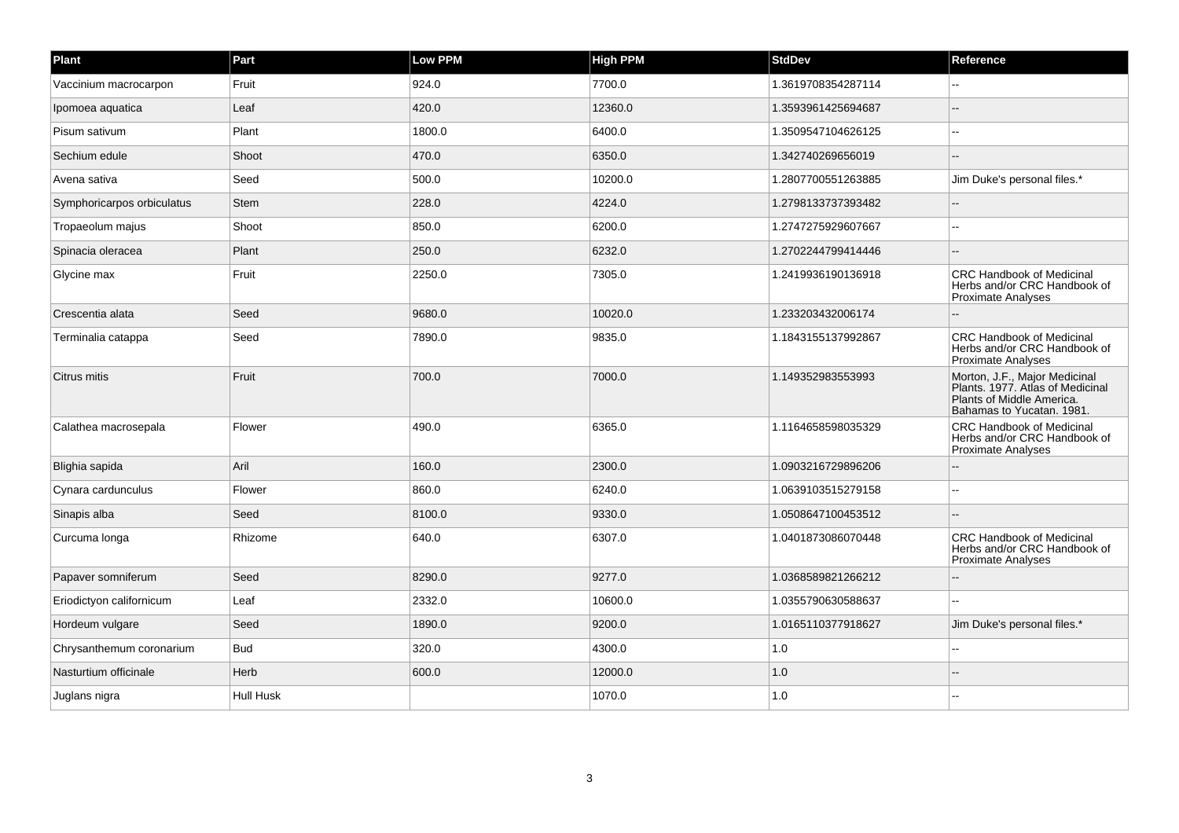| Plant | Part | Low PPM | High PPM | StdDev | Reference |
| --- | --- | --- | --- | --- | --- |
| Vaccinium macrocarpon | Fruit | 924.0 | 7700.0 | 1.3619708354287114 | -- |
| Ipomoea aquatica | Leaf | 420.0 | 12360.0 | 1.3593961425694687 | -- |
| Pisum sativum | Plant | 1800.0 | 6400.0 | 1.3509547104626125 | -- |
| Sechium edule | Shoot | 470.0 | 6350.0 | 1.342740269656019 | -- |
| Avena sativa | Seed | 500.0 | 10200.0 | 1.2807700551263885 | Jim Duke's personal files.* |
| Symphoricarpos orbiculatus | Stem | 228.0 | 4224.0 | 1.2798133737393482 | -- |
| Tropaeolum majus | Shoot | 850.0 | 6200.0 | 1.2747275929607667 | -- |
| Spinacia oleracea | Plant | 250.0 | 6232.0 | 1.2702244799414446 | -- |
| Glycine max | Fruit | 2250.0 | 7305.0 | 1.2419936190136918 | CRC Handbook of Medicinal Herbs and/or CRC Handbook of Proximate Analyses |
| Crescentia alata | Seed | 9680.0 | 10020.0 | 1.233203432006174 | -- |
| Terminalia catappa | Seed | 7890.0 | 9835.0 | 1.1843155137992867 | CRC Handbook of Medicinal Herbs and/or CRC Handbook of Proximate Analyses |
| Citrus mitis | Fruit | 700.0 | 7000.0 | 1.149352983553993 | Morton, J.F., Major Medicinal Plants. 1977. Atlas of Medicinal Plants of Middle America. Bahamas to Yucatan. 1981. |
| Calathea macrosepala | Flower | 490.0 | 6365.0 | 1.1164658598035329 | CRC Handbook of Medicinal Herbs and/or CRC Handbook of Proximate Analyses |
| Blighia sapida | Aril | 160.0 | 2300.0 | 1.0903216729896206 | -- |
| Cynara cardunculus | Flower | 860.0 | 6240.0 | 1.0639103515279158 | -- |
| Sinapis alba | Seed | 8100.0 | 9330.0 | 1.0508647100453512 | -- |
| Curcuma longa | Rhizome | 640.0 | 6307.0 | 1.0401873086070448 | CRC Handbook of Medicinal Herbs and/or CRC Handbook of Proximate Analyses |
| Papaver somniferum | Seed | 8290.0 | 9277.0 | 1.0368589821266212 | -- |
| Eriodictyon californicum | Leaf | 2332.0 | 10600.0 | 1.0355790630588637 | -- |
| Hordeum vulgare | Seed | 1890.0 | 9200.0 | 1.0165110377918627 | Jim Duke's personal files.* |
| Chrysanthemum coronarium | Bud | 320.0 | 4300.0 | 1.0 | -- |
| Nasturtium officinale | Herb | 600.0 | 12000.0 | 1.0 | -- |
| Juglans nigra | Hull Husk | | 1070.0 | 1.0 | -- |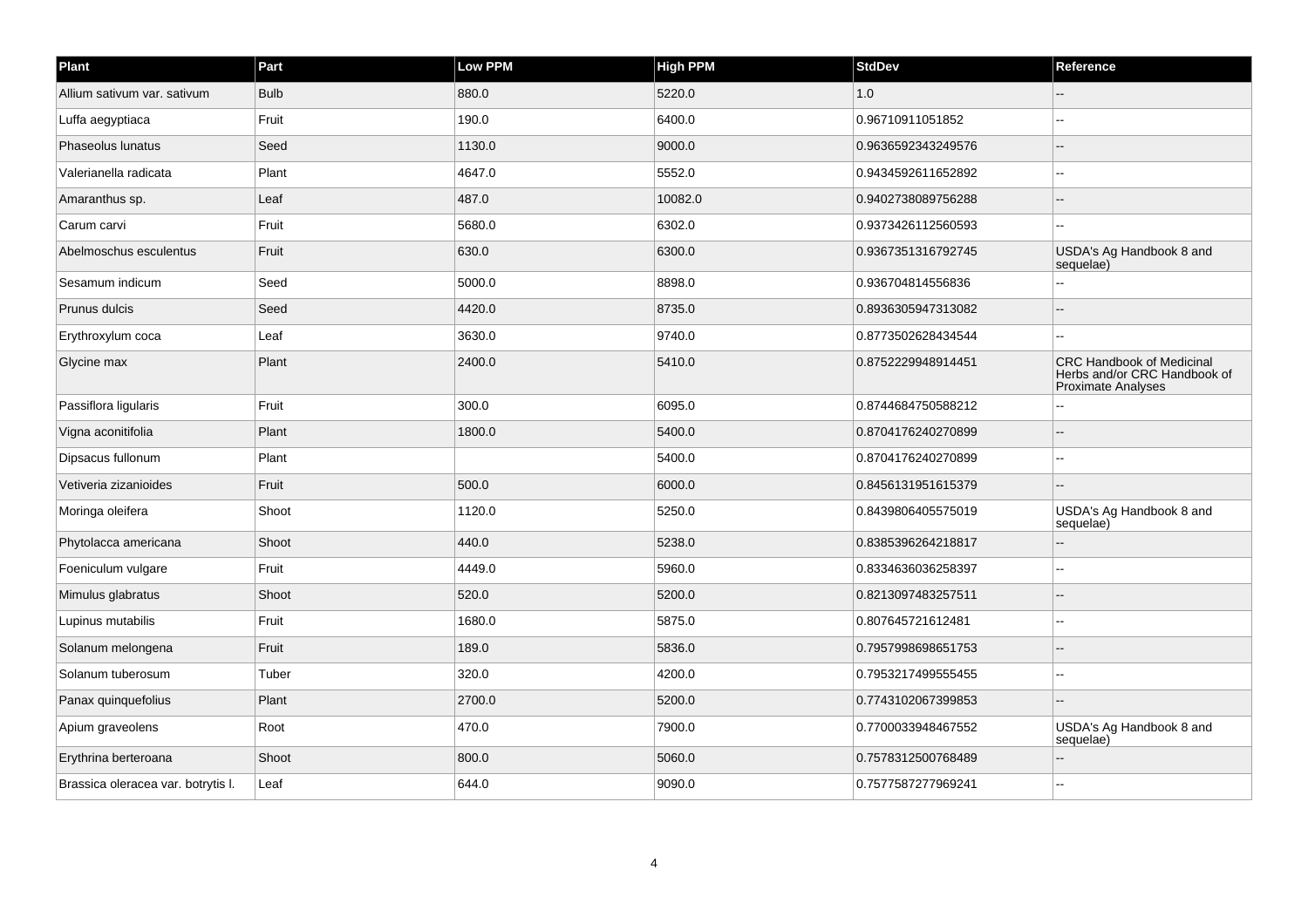| Plant | Part | Low PPM | High PPM | StdDev | Reference |
| --- | --- | --- | --- | --- | --- |
| Allium sativum var. sativum | Bulb | 880.0 | 5220.0 | 1.0 | -- |
| Luffa aegyptiaca | Fruit | 190.0 | 6400.0 | 0.96710911051852 | -- |
| Phaseolus lunatus | Seed | 1130.0 | 9000.0 | 0.9636592343249576 | -- |
| Valerianella radicata | Plant | 4647.0 | 5552.0 | 0.9434592611652892 | -- |
| Amaranthus sp. | Leaf | 487.0 | 10082.0 | 0.9402738089756288 | -- |
| Carum carvi | Fruit | 5680.0 | 6302.0 | 0.9373426112560593 | -- |
| Abelmoschus esculentus | Fruit | 630.0 | 6300.0 | 0.9367351316792745 | USDA's Ag Handbook 8 and sequelae) |
| Sesamum indicum | Seed | 5000.0 | 8898.0 | 0.936704814556836 | -- |
| Prunus dulcis | Seed | 4420.0 | 8735.0 | 0.8936305947313082 | -- |
| Erythroxylum coca | Leaf | 3630.0 | 9740.0 | 0.8773502628434544 | -- |
| Glycine max | Plant | 2400.0 | 5410.0 | 0.8752229948914451 | CRC Handbook of Medicinal Herbs and/or CRC Handbook of Proximate Analyses |
| Passiflora ligularis | Fruit | 300.0 | 6095.0 | 0.8744684750588212 | -- |
| Vigna aconitifolia | Plant | 1800.0 | 5400.0 | 0.8704176240270899 | -- |
| Dipsacus fullonum | Plant | | 5400.0 | 0.8704176240270899 | -- |
| Vetiveria zizanioides | Fruit | 500.0 | 6000.0 | 0.8456131951615379 | -- |
| Moringa oleifera | Shoot | 1120.0 | 5250.0 | 0.8439806405575019 | USDA's Ag Handbook 8 and sequelae) |
| Phytolacca americana | Shoot | 440.0 | 5238.0 | 0.8385396264218817 | -- |
| Foeniculum vulgare | Fruit | 4449.0 | 5960.0 | 0.8334636036258397 | -- |
| Mimulus glabratus | Shoot | 520.0 | 5200.0 | 0.8213097483257511 | -- |
| Lupinus mutabilis | Fruit | 1680.0 | 5875.0 | 0.807645721612481 | -- |
| Solanum melongena | Fruit | 189.0 | 5836.0 | 0.7957998698651753 | -- |
| Solanum tuberosum | Tuber | 320.0 | 4200.0 | 0.7953217499555455 | -- |
| Panax quinquefolius | Plant | 2700.0 | 5200.0 | 0.7743102067399853 | -- |
| Apium graveolens | Root | 470.0 | 7900.0 | 0.7700033948467552 | USDA's Ag Handbook 8 and sequelae) |
| Erythrina berteroana | Shoot | 800.0 | 5060.0 | 0.7578312500768489 | -- |
| Brassica oleracea var. botrytis l. | Leaf | 644.0 | 9090.0 | 0.7577587277969241 | -- |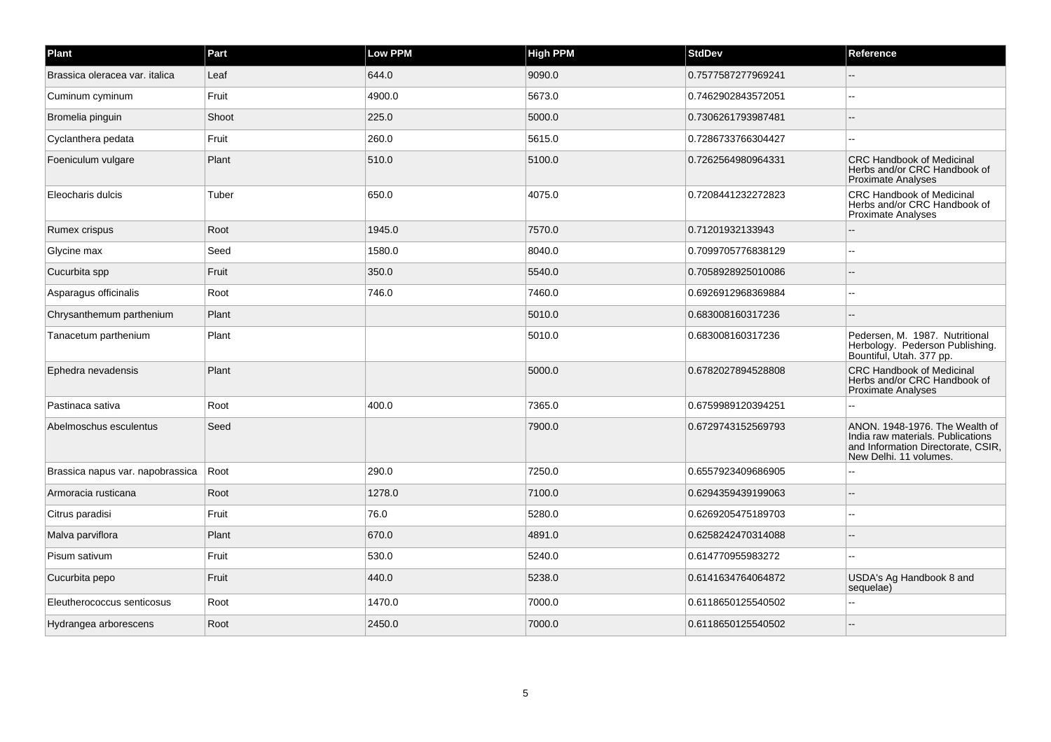| Plant | Part | Low PPM | High PPM | StdDev | Reference |
| --- | --- | --- | --- | --- | --- |
| Brassica oleracea var. italica | Leaf | 644.0 | 9090.0 | 0.7577587277969241 | -- |
| Cuminum cyminum | Fruit | 4900.0 | 5673.0 | 0.7462902843572051 | -- |
| Bromelia pinguin | Shoot | 225.0 | 5000.0 | 0.7306261793987481 | -- |
| Cyclanthera pedata | Fruit | 260.0 | 5615.0 | 0.7286733766304427 | -- |
| Foeniculum vulgare | Plant | 510.0 | 5100.0 | 0.7262564980964331 | CRC Handbook of Medicinal Herbs and/or CRC Handbook of Proximate Analyses |
| Eleocharis dulcis | Tuber | 650.0 | 4075.0 | 0.7208441232272823 | CRC Handbook of Medicinal Herbs and/or CRC Handbook of Proximate Analyses |
| Rumex crispus | Root | 1945.0 | 7570.0 | 0.71201932133943 | -- |
| Glycine max | Seed | 1580.0 | 8040.0 | 0.7099705776838129 | -- |
| Cucurbita spp | Fruit | 350.0 | 5540.0 | 0.7058928925010086 | -- |
| Asparagus officinalis | Root | 746.0 | 7460.0 | 0.6926912968369884 | -- |
| Chrysanthemum parthenium | Plant | | 5010.0 | 0.683008160317236 | -- |
| Tanacetum parthenium | Plant | | 5010.0 | 0.683008160317236 | Pedersen, M. 1987. Nutritional Herbology. Pederson Publishing. Bountiful, Utah. 377 pp. |
| Ephedra nevadensis | Plant | | 5000.0 | 0.6782027894528808 | CRC Handbook of Medicinal Herbs and/or CRC Handbook of Proximate Analyses |
| Pastinaca sativa | Root | 400.0 | 7365.0 | 0.6759989120394251 | -- |
| Abelmoschus esculentus | Seed | | 7900.0 | 0.6729743152569793 | ANON. 1948-1976. The Wealth of India raw materials. Publications and Information Directorate, CSIR, New Delhi. 11 volumes. |
| Brassica napus var. napobrassica | Root | 290.0 | 7250.0 | 0.6557923409686905 | -- |
| Armoracia rusticana | Root | 1278.0 | 7100.0 | 0.6294359439199063 | -- |
| Citrus paradisi | Fruit | 76.0 | 5280.0 | 0.6269205475189703 | -- |
| Malva parviflora | Plant | 670.0 | 4891.0 | 0.6258242470314088 | -- |
| Pisum sativum | Fruit | 530.0 | 5240.0 | 0.614770955983272 | -- |
| Cucurbita pepo | Fruit | 440.0 | 5238.0 | 0.6141634764064872 | USDA's Ag Handbook 8 and sequelae) |
| Eleutherococcus senticosus | Root | 1470.0 | 7000.0 | 0.6118650125540502 | -- |
| Hydrangea arborescens | Root | 2450.0 | 7000.0 | 0.6118650125540502 | -- |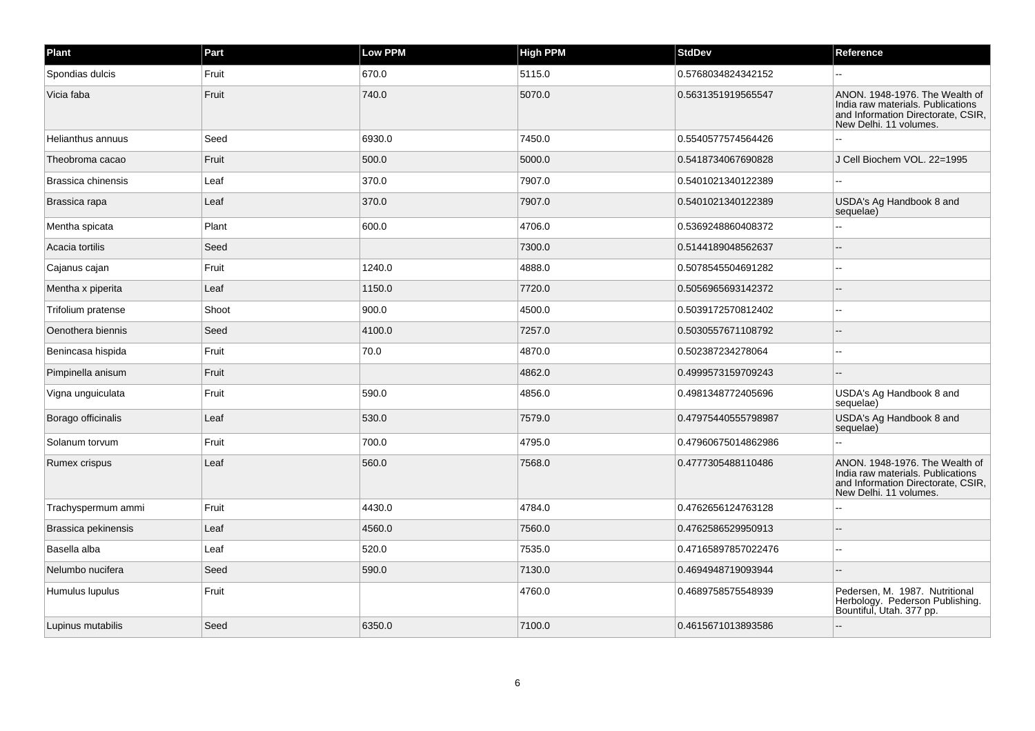| Plant | Part | Low PPM | High PPM | StdDev | Reference |
| --- | --- | --- | --- | --- | --- |
| Spondias dulcis | Fruit | 670.0 | 5115.0 | 0.5768034824342152 | -- |
| Vicia faba | Fruit | 740.0 | 5070.0 | 0.5631351919565547 | ANON. 1948-1976. The Wealth of India raw materials. Publications and Information Directorate, CSIR, New Delhi. 11 volumes. |
| Helianthus annuus | Seed | 6930.0 | 7450.0 | 0.5540577574564426 | -- |
| Theobroma cacao | Fruit | 500.0 | 5000.0 | 0.5418734067690828 | J Cell Biochem VOL. 22=1995 |
| Brassica chinensis | Leaf | 370.0 | 7907.0 | 0.5401021340122389 | -- |
| Brassica rapa | Leaf | 370.0 | 7907.0 | 0.5401021340122389 | USDA's Ag Handbook 8 and sequelae) |
| Mentha spicata | Plant | 600.0 | 4706.0 | 0.5369248860408372 | -- |
| Acacia tortilis | Seed | | 7300.0 | 0.5144189048562637 | -- |
| Cajanus cajan | Fruit | 1240.0 | 4888.0 | 0.5078545504691282 | -- |
| Mentha x piperita | Leaf | 1150.0 | 7720.0 | 0.5056965693142372 | -- |
| Trifolium pratense | Shoot | 900.0 | 4500.0 | 0.5039172570812402 | -- |
| Oenothera biennis | Seed | 4100.0 | 7257.0 | 0.5030557671108792 | -- |
| Benincasa hispida | Fruit | 70.0 | 4870.0 | 0.502387234278064 | -- |
| Pimpinella anisum | Fruit | | 4862.0 | 0.4999573159709243 | -- |
| Vigna unguiculata | Fruit | 590.0 | 4856.0 | 0.4981348772405696 | USDA's Ag Handbook 8 and sequelae) |
| Borago officinalis | Leaf | 530.0 | 7579.0 | 0.47975440555798987 | USDA's Ag Handbook 8 and sequelae) |
| Solanum torvum | Fruit | 700.0 | 4795.0 | 0.47960675014862986 | -- |
| Rumex crispus | Leaf | 560.0 | 7568.0 | 0.4777305488110486 | ANON. 1948-1976. The Wealth of India raw materials. Publications and Information Directorate, CSIR, New Delhi. 11 volumes. |
| Trachyspermum ammi | Fruit | 4430.0 | 4784.0 | 0.4762656124763128 | -- |
| Brassica pekinensis | Leaf | 4560.0 | 7560.0 | 0.4762586529950913 | -- |
| Basella alba | Leaf | 520.0 | 7535.0 | 0.47165897857022476 | -- |
| Nelumbo nucifera | Seed | 590.0 | 7130.0 | 0.4694948719093944 | -- |
| Humulus lupulus | Fruit | | 4760.0 | 0.4689758575548939 | Pedersen, M. 1987. Nutritional Herbology. Pederson Publishing. Bountiful, Utah. 377 pp. |
| Lupinus mutabilis | Seed | 6350.0 | 7100.0 | 0.4615671013893586 | -- |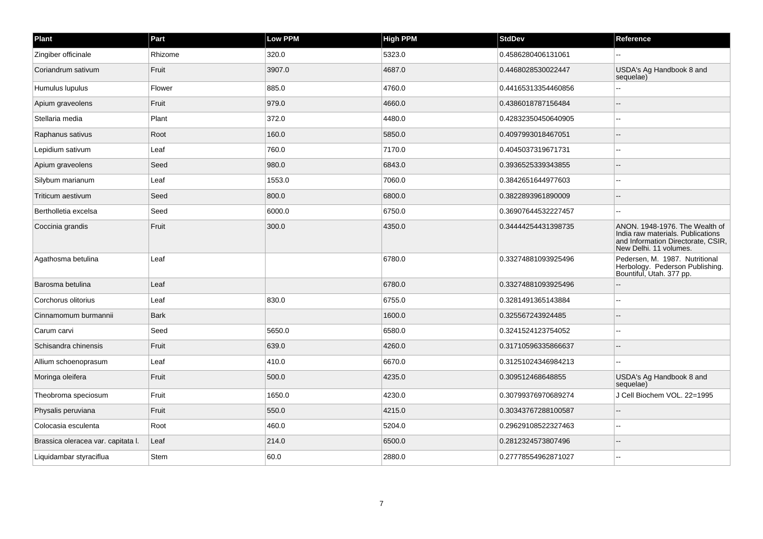| Plant | Part | Low PPM | High PPM | StdDev | Reference |
| --- | --- | --- | --- | --- | --- |
| Zingiber officinale | Rhizome | 320.0 | 5323.0 | 0.4586280406131061 | -- |
| Coriandrum sativum | Fruit | 3907.0 | 4687.0 | 0.4468028530022447 | USDA's Ag Handbook 8 and sequelae) |
| Humulus lupulus | Flower | 885.0 | 4760.0 | 0.44165313354460856 | -- |
| Apium graveolens | Fruit | 979.0 | 4660.0 | 0.4386018787156484 | -- |
| Stellaria media | Plant | 372.0 | 4480.0 | 0.42832350450640905 | -- |
| Raphanus sativus | Root | 160.0 | 5850.0 | 0.4097993018467051 | -- |
| Lepidium sativum | Leaf | 760.0 | 7170.0 | 0.4045037319671731 | -- |
| Apium graveolens | Seed | 980.0 | 6843.0 | 0.3936525339343855 | -- |
| Silybum marianum | Leaf | 1553.0 | 7060.0 | 0.3842651644977603 | -- |
| Triticum aestivum | Seed | 800.0 | 6800.0 | 0.3822893961890009 | -- |
| Bertholletia excelsa | Seed | 6000.0 | 6750.0 | 0.36907644532227457 | -- |
| Coccinia grandis | Fruit | 300.0 | 4350.0 | 0.34444254431398735 | ANON. 1948-1976. The Wealth of India raw materials. Publications and Information Directorate, CSIR, New Delhi. 11 volumes. |
| Agathosma betulina | Leaf | | 6780.0 | 0.33274881093925496 | Pedersen, M. 1987. Nutritional Herbology. Pederson Publishing. Bountiful, Utah. 377 pp. |
| Barosma betulina | Leaf | | 6780.0 | 0.33274881093925496 | -- |
| Corchorus olitorius | Leaf | 830.0 | 6755.0 | 0.3281491365143884 | -- |
| Cinnamomum burmannii | Bark | | 1600.0 | 0.325567243924485 | -- |
| Carum carvi | Seed | 5650.0 | 6580.0 | 0.3241524123754052 | -- |
| Schisandra chinensis | Fruit | 639.0 | 4260.0 | 0.31710596335866637 | -- |
| Allium schoenoprasum | Leaf | 410.0 | 6670.0 | 0.31251024346984213 | -- |
| Moringa oleifera | Fruit | 500.0 | 4235.0 | 0.309512468648855 | USDA's Ag Handbook 8 and sequelae) |
| Theobroma speciosum | Fruit | 1650.0 | 4230.0 | 0.30799376970689274 | J Cell Biochem VOL. 22=1995 |
| Physalis peruviana | Fruit | 550.0 | 4215.0 | 0.30343767288100587 | -- |
| Colocasia esculenta | Root | 460.0 | 5204.0 | 0.29629108522327463 | -- |
| Brassica oleracea var. capitata l. | Leaf | 214.0 | 6500.0 | 0.2812324573807496 | -- |
| Liquidambar styraciflua | Stem | 60.0 | 2880.0 | 0.27778554962871027 | -- |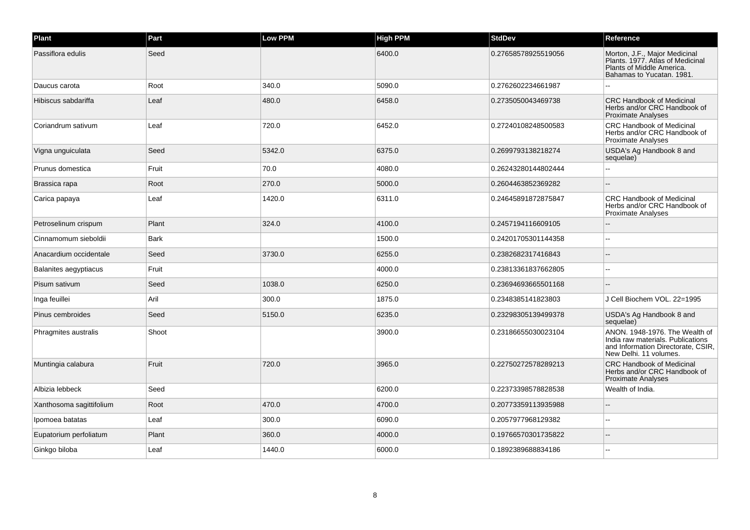| Plant | Part | Low PPM | High PPM | StdDev | Reference |
|---|---|---|---|---|---|
| Passiflora edulis | Seed | | 6400.0 | 0.27658578925519056 | Morton, J.F., Major Medicinal Plants. 1977. Atlas of Medicinal Plants of Middle America. Bahamas to Yucatan. 1981. |
| Daucus carota | Root | 340.0 | 5090.0 | 0.2762602234661987 | -- |
| Hibiscus sabdariffa | Leaf | 480.0 | 6458.0 | 0.2735050043469738 | CRC Handbook of Medicinal Herbs and/or CRC Handbook of Proximate Analyses |
| Coriandrum sativum | Leaf | 720.0 | 6452.0 | 0.27240108248500583 | CRC Handbook of Medicinal Herbs and/or CRC Handbook of Proximate Analyses |
| Vigna unguiculata | Seed | 5342.0 | 6375.0 | 0.2699793138218274 | USDA's Ag Handbook 8 and sequelae) |
| Prunus domestica | Fruit | 70.0 | 4080.0 | 0.26243280144802444 | -- |
| Brassica rapa | Root | 270.0 | 5000.0 | 0.2604463852369282 | -- |
| Carica papaya | Leaf | 1420.0 | 6311.0 | 0.24645891872875847 | CRC Handbook of Medicinal Herbs and/or CRC Handbook of Proximate Analyses |
| Petroselinum crispum | Plant | 324.0 | 4100.0 | 0.2457194116609105 | -- |
| Cinnamomum sieboldii | Bark | | 1500.0 | 0.24201705301144358 | -- |
| Anacardium occidentale | Seed | 3730.0 | 6255.0 | 0.2382682317416843 | -- |
| Balanites aegyptiacus | Fruit | | 4000.0 | 0.23813361837662805 | -- |
| Pisum sativum | Seed | 1038.0 | 6250.0 | 0.23694693665501168 | -- |
| Inga feuillei | Aril | 300.0 | 1875.0 | 0.2348385141823803 | J Cell Biochem VOL. 22=1995 |
| Pinus cembroides | Seed | 5150.0 | 6235.0 | 0.23298305139499378 | USDA's Ag Handbook 8 and sequelae) |
| Phragmites australis | Shoot | | 3900.0 | 0.23186655030023104 | ANON. 1948-1976. The Wealth of India raw materials. Publications and Information Directorate, CSIR, New Delhi. 11 volumes. |
| Muntingia calabura | Fruit | 720.0 | 3965.0 | 0.22750272578289213 | CRC Handbook of Medicinal Herbs and/or CRC Handbook of Proximate Analyses |
| Albizia lebbeck | Seed | | 6200.0 | 0.22373398578828538 | Wealth of India. |
| Xanthosoma sagittifolium | Root | 470.0 | 4700.0 | 0.20773359113935988 | -- |
| Ipomoea batatas | Leaf | 300.0 | 6090.0 | 0.2057977968129382 | -- |
| Eupatorium perfoliatum | Plant | 360.0 | 4000.0 | 0.19766570301735822 | -- |
| Ginkgo biloba | Leaf | 1440.0 | 6000.0 | 0.1892389688834186 | -- |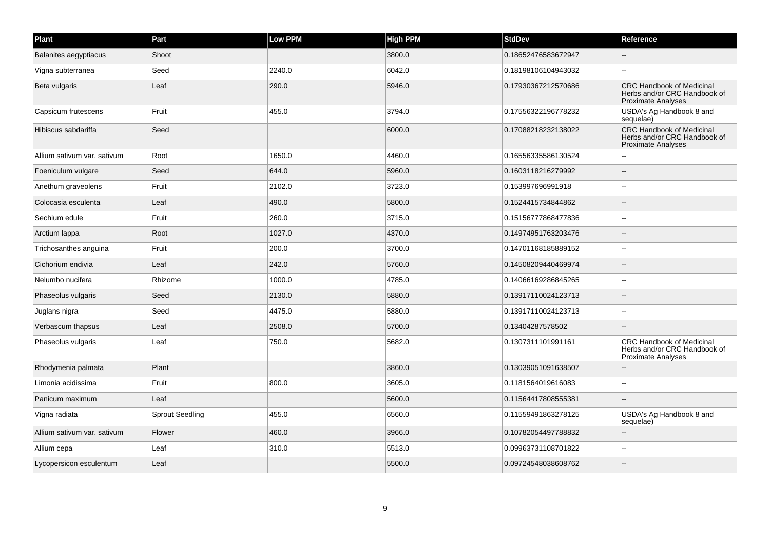| Plant | Part | Low PPM | High PPM | StdDev | Reference |
|---|---|---|---|---|---|
| Balanites aegyptiacus | Shoot | | 3800.0 | 0.18652476583672947 | -- |
| Vigna subterranea | Seed | 2240.0 | 6042.0 | 0.18198106104943032 | -- |
| Beta vulgaris | Leaf | 290.0 | 5946.0 | 0.17930367212570686 | CRC Handbook of Medicinal Herbs and/or CRC Handbook of Proximate Analyses |
| Capsicum frutescens | Fruit | 455.0 | 3794.0 | 0.17556322196778232 | USDA's Ag Handbook 8 and sequelae) |
| Hibiscus sabdariffa | Seed | | 6000.0 | 0.17088218232138022 | CRC Handbook of Medicinal Herbs and/or CRC Handbook of Proximate Analyses |
| Allium sativum var. sativum | Root | 1650.0 | 4460.0 | 0.16556335586130524 | -- |
| Foeniculum vulgare | Seed | 644.0 | 5960.0 | 0.1603118216279992 | -- |
| Anethum graveolens | Fruit | 2102.0 | 3723.0 | 0.153997696991918 | -- |
| Colocasia esculenta | Leaf | 490.0 | 5800.0 | 0.1524415734844862 | -- |
| Sechium edule | Fruit | 260.0 | 3715.0 | 0.15156777868477836 | -- |
| Arctium lappa | Root | 1027.0 | 4370.0 | 0.14974951763203476 | -- |
| Trichosanthes anguina | Fruit | 200.0 | 3700.0 | 0.14701168185889152 | -- |
| Cichorium endivia | Leaf | 242.0 | 5760.0 | 0.14508209440469974 | -- |
| Nelumbo nucifera | Rhizome | 1000.0 | 4785.0 | 0.14066169286845265 | -- |
| Phaseolus vulgaris | Seed | 2130.0 | 5880.0 | 0.13917110024123713 | -- |
| Juglans nigra | Seed | 4475.0 | 5880.0 | 0.13917110024123713 | -- |
| Verbascum thapsus | Leaf | 2508.0 | 5700.0 | 0.13404287578502 | -- |
| Phaseolus vulgaris | Leaf | 750.0 | 5682.0 | 0.1307311101991161 | CRC Handbook of Medicinal Herbs and/or CRC Handbook of Proximate Analyses |
| Rhodymenia palmata | Plant | | 3860.0 | 0.13039051091638507 | -- |
| Limonia acidissima | Fruit | 800.0 | 3605.0 | 0.1181564019616083 | -- |
| Panicum maximum | Leaf | | 5600.0 | 0.11564417808555381 | -- |
| Vigna radiata | Sprout Seedling | 455.0 | 6560.0 | 0.11559491863278125 | USDA's Ag Handbook 8 and sequelae) |
| Allium sativum var. sativum | Flower | 460.0 | 3966.0 | 0.10782054497788832 | -- |
| Allium cepa | Leaf | 310.0 | 5513.0 | 0.09963731108701822 | -- |
| Lycopersicon esculentum | Leaf | | 5500.0 | 0.09724548038608762 | -- |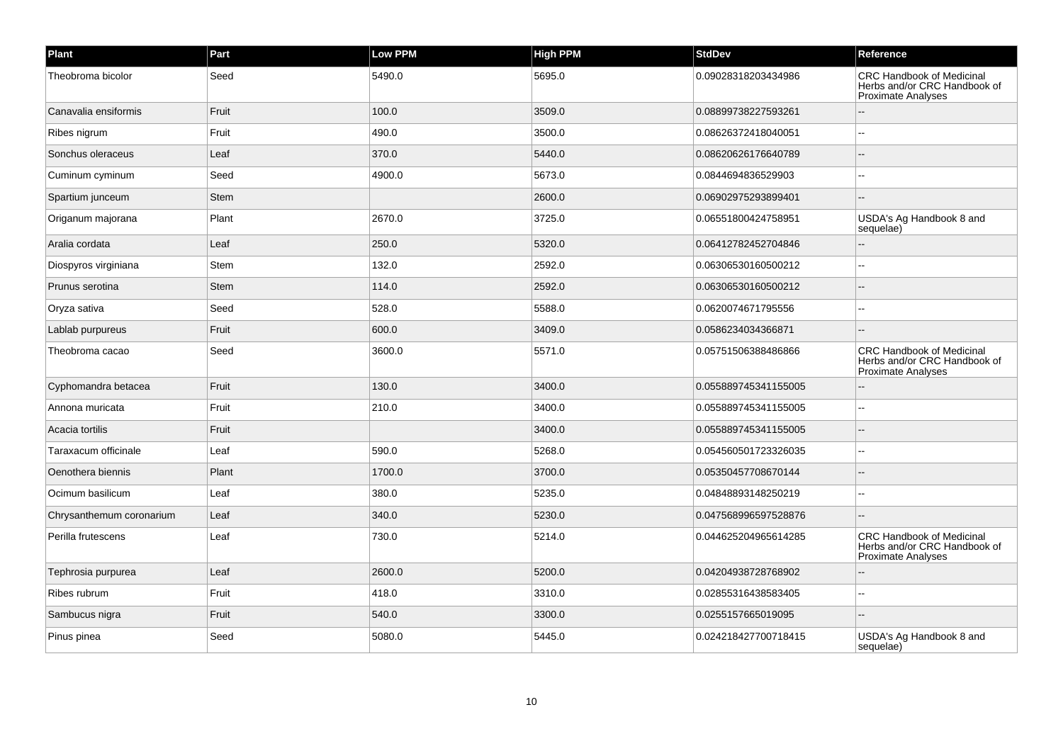| Plant | Part | Low PPM | High PPM | StdDev | Reference |
| --- | --- | --- | --- | --- | --- |
| Theobroma bicolor | Seed | 5490.0 | 5695.0 | 0.09028318203434986 | CRC Handbook of Medicinal Herbs and/or CRC Handbook of Proximate Analyses |
| Canavalia ensiformis | Fruit | 100.0 | 3509.0 | 0.08899738227593261 | -- |
| Ribes nigrum | Fruit | 490.0 | 3500.0 | 0.08626372418040051 | -- |
| Sonchus oleraceus | Leaf | 370.0 | 5440.0 | 0.08620626176640789 | -- |
| Cuminum cyminum | Seed | 4900.0 | 5673.0 | 0.0844694836529903 | -- |
| Spartium junceum | Stem | | 2600.0 | 0.06902975293899401 | -- |
| Origanum majorana | Plant | 2670.0 | 3725.0 | 0.06551800424758951 | USDA's Ag Handbook 8 and sequelae) |
| Aralia cordata | Leaf | 250.0 | 5320.0 | 0.06412782452704846 | -- |
| Diospyros virginiana | Stem | 132.0 | 2592.0 | 0.06306530160500212 | -- |
| Prunus serotina | Stem | 114.0 | 2592.0 | 0.06306530160500212 | -- |
| Oryza sativa | Seed | 528.0 | 5588.0 | 0.0620074671795556 | -- |
| Lablab purpureus | Fruit | 600.0 | 3409.0 | 0.0586234034366871 | -- |
| Theobroma cacao | Seed | 3600.0 | 5571.0 | 0.05751506388486866 | CRC Handbook of Medicinal Herbs and/or CRC Handbook of Proximate Analyses |
| Cyphomandra betacea | Fruit | 130.0 | 3400.0 | 0.055889745341155005 | -- |
| Annona muricata | Fruit | 210.0 | 3400.0 | 0.055889745341155005 | -- |
| Acacia tortilis | Fruit | | 3400.0 | 0.055889745341155005 | -- |
| Taraxacum officinale | Leaf | 590.0 | 5268.0 | 0.054560501723326035 | -- |
| Oenothera biennis | Plant | 1700.0 | 3700.0 | 0.05350457708670144 | -- |
| Ocimum basilicum | Leaf | 380.0 | 5235.0 | 0.04848893148250219 | -- |
| Chrysanthemum coronarium | Leaf | 340.0 | 5230.0 | 0.047568996597528876 | -- |
| Perilla frutescens | Leaf | 730.0 | 5214.0 | 0.044625204965614285 | CRC Handbook of Medicinal Herbs and/or CRC Handbook of Proximate Analyses |
| Tephrosia purpurea | Leaf | 2600.0 | 5200.0 | 0.04204938728768902 | -- |
| Ribes rubrum | Fruit | 418.0 | 3310.0 | 0.02855316438583405 | -- |
| Sambucus nigra | Fruit | 540.0 | 3300.0 | 0.0255157665019095 | -- |
| Pinus pinea | Seed | 5080.0 | 5445.0 | 0.024218427700718415 | USDA's Ag Handbook 8 and sequelae) |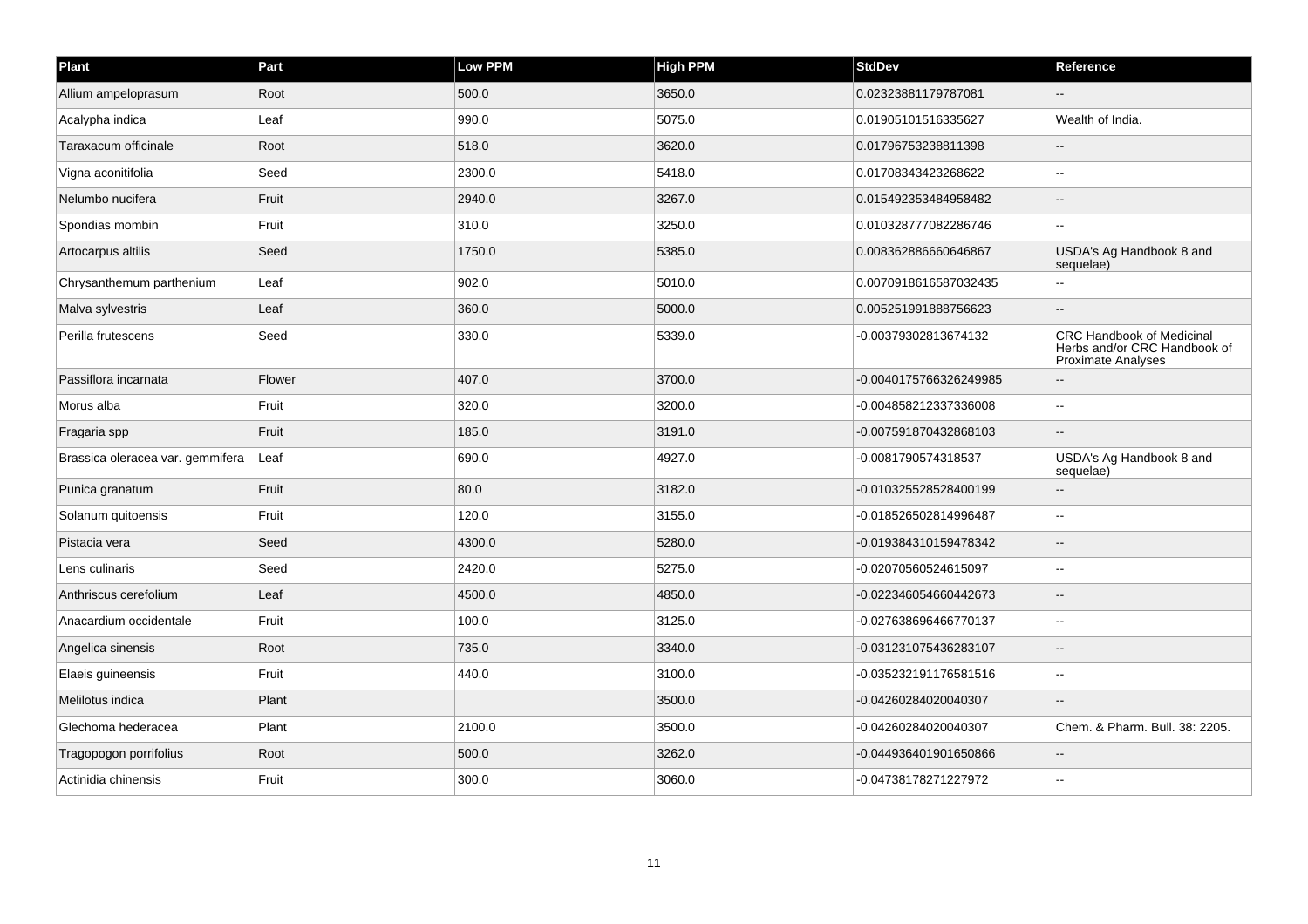| Plant | Part | Low PPM | High PPM | StdDev | Reference |
| --- | --- | --- | --- | --- | --- |
| Allium ampeloprasum | Root | 500.0 | 3650.0 | 0.02323881179787081 | -- |
| Acalypha indica | Leaf | 990.0 | 5075.0 | 0.01905101516335627 | Wealth of India. |
| Taraxacum officinale | Root | 518.0 | 3620.0 | 0.01796753238811398 | -- |
| Vigna aconitifolia | Seed | 2300.0 | 5418.0 | 0.01708343423268622 | -- |
| Nelumbo nucifera | Fruit | 2940.0 | 3267.0 | 0.015492353484958482 | -- |
| Spondias mombin | Fruit | 310.0 | 3250.0 | 0.010328777082286746 | -- |
| Artocarpus altilis | Seed | 1750.0 | 5385.0 | 0.008362886660646867 | USDA's Ag Handbook 8 and sequelae) |
| Chrysanthemum parthenium | Leaf | 902.0 | 5010.0 | 0.0070918616587032435 | -- |
| Malva sylvestris | Leaf | 360.0 | 5000.0 | 0.005251991888756623 | -- |
| Perilla frutescens | Seed | 330.0 | 5339.0 | -0.00379302813674132 | CRC Handbook of Medicinal Herbs and/or CRC Handbook of Proximate Analyses |
| Passiflora incarnata | Flower | 407.0 | 3700.0 | -0.0040175766326249985 | -- |
| Morus alba | Fruit | 320.0 | 3200.0 | -0.004858212337336008 | -- |
| Fragaria spp | Fruit | 185.0 | 3191.0 | -0.007591870432868103 | -- |
| Brassica oleracea var. gemmifera | Leaf | 690.0 | 4927.0 | -0.0081790574318537 | USDA's Ag Handbook 8 and sequelae) |
| Punica granatum | Fruit | 80.0 | 3182.0 | -0.010325528528400199 | -- |
| Solanum quitoensis | Fruit | 120.0 | 3155.0 | -0.018526502814996487 | -- |
| Pistacia vera | Seed | 4300.0 | 5280.0 | -0.019384310159478342 | -- |
| Lens culinaris | Seed | 2420.0 | 5275.0 | -0.02070560524615097 | -- |
| Anthriscus cerefolium | Leaf | 4500.0 | 4850.0 | -0.022346054660442673 | -- |
| Anacardium occidentale | Fruit | 100.0 | 3125.0 | -0.027638696466770137 | -- |
| Angelica sinensis | Root | 735.0 | 3340.0 | -0.031231075436283107 | -- |
| Elaeis guineensis | Fruit | 440.0 | 3100.0 | -0.035232191176581516 | -- |
| Melilotus indica | Plant | | 3500.0 | -0.04260284020040307 | -- |
| Glechoma hederacea | Plant | 2100.0 | 3500.0 | -0.04260284020040307 | Chem. & Pharm. Bull. 38: 2205. |
| Tragopogon porrifolius | Root | 500.0 | 3262.0 | -0.044936401901650866 | -- |
| Actinidia chinensis | Fruit | 300.0 | 3060.0 | -0.04738178271227972 | -- |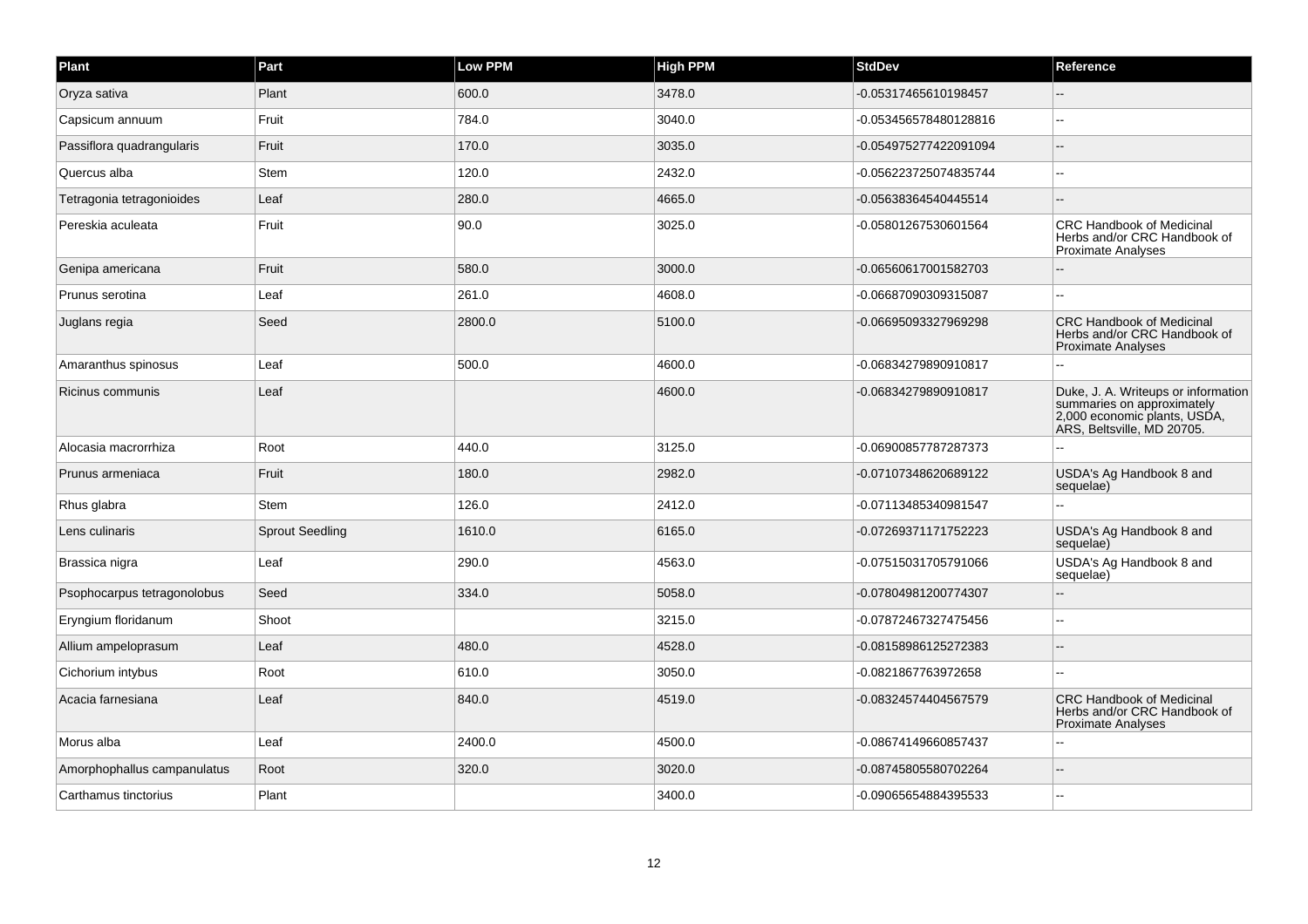| Plant | Part | Low PPM | High PPM | StdDev | Reference |
|---|---|---|---|---|---|
| Oryza sativa | Plant | 600.0 | 3478.0 | -0.05317465610198457 | -- |
| Capsicum annuum | Fruit | 784.0 | 3040.0 | -0.053456578480128816 | -- |
| Passiflora quadrangularis | Fruit | 170.0 | 3035.0 | -0.054975277422091094 | -- |
| Quercus alba | Stem | 120.0 | 2432.0 | -0.056223725074835744 | -- |
| Tetragonia tetragonioides | Leaf | 280.0 | 4665.0 | -0.05638364540445514 | -- |
| Pereskia aculeata | Fruit | 90.0 | 3025.0 | -0.05801267530601564 | CRC Handbook of Medicinal Herbs and/or CRC Handbook of Proximate Analyses |
| Genipa americana | Fruit | 580.0 | 3000.0 | -0.06560617001582703 | -- |
| Prunus serotina | Leaf | 261.0 | 4608.0 | -0.06687090309315087 | -- |
| Juglans regia | Seed | 2800.0 | 5100.0 | -0.06695093327969298 | CRC Handbook of Medicinal Herbs and/or CRC Handbook of Proximate Analyses |
| Amaranthus spinosus | Leaf | 500.0 | 4600.0 | -0.06834279890910817 | -- |
| Ricinus communis | Leaf | | 4600.0 | -0.06834279890910817 | Duke, J. A. Writeups or information summaries on approximately 2,000 economic plants, USDA, ARS, Beltsville, MD 20705. |
| Alocasia macrorrhiza | Root | 440.0 | 3125.0 | -0.06900857787287373 | -- |
| Prunus armeniaca | Fruit | 180.0 | 2982.0 | -0.07107348620689122 | USDA's Ag Handbook 8 and sequelae) |
| Rhus glabra | Stem | 126.0 | 2412.0 | -0.07113485340981547 | -- |
| Lens culinaris | Sprout Seedling | 1610.0 | 6165.0 | -0.07269371171752223 | USDA's Ag Handbook 8 and sequelae) |
| Brassica nigra | Leaf | 290.0 | 4563.0 | -0.07515031705791066 | USDA's Ag Handbook 8 and sequelae) |
| Psophocarpus tetragonolobus | Seed | 334.0 | 5058.0 | -0.07804981200774307 | -- |
| Eryngium floridanum | Shoot | | 3215.0 | -0.07872467327475456 | -- |
| Allium ampeloprasum | Leaf | 480.0 | 4528.0 | -0.08158986125272383 | -- |
| Cichorium intybus | Root | 610.0 | 3050.0 | -0.0821867763972658 | -- |
| Acacia farnesiana | Leaf | 840.0 | 4519.0 | -0.08324574404567579 | CRC Handbook of Medicinal Herbs and/or CRC Handbook of Proximate Analyses |
| Morus alba | Leaf | 2400.0 | 4500.0 | -0.08674149660857437 | -- |
| Amorphophallus campanulatus | Root | 320.0 | 3020.0 | -0.08745805580702264 | -- |
| Carthamus tinctorius | Plant | | 3400.0 | -0.09065654884395533 | -- |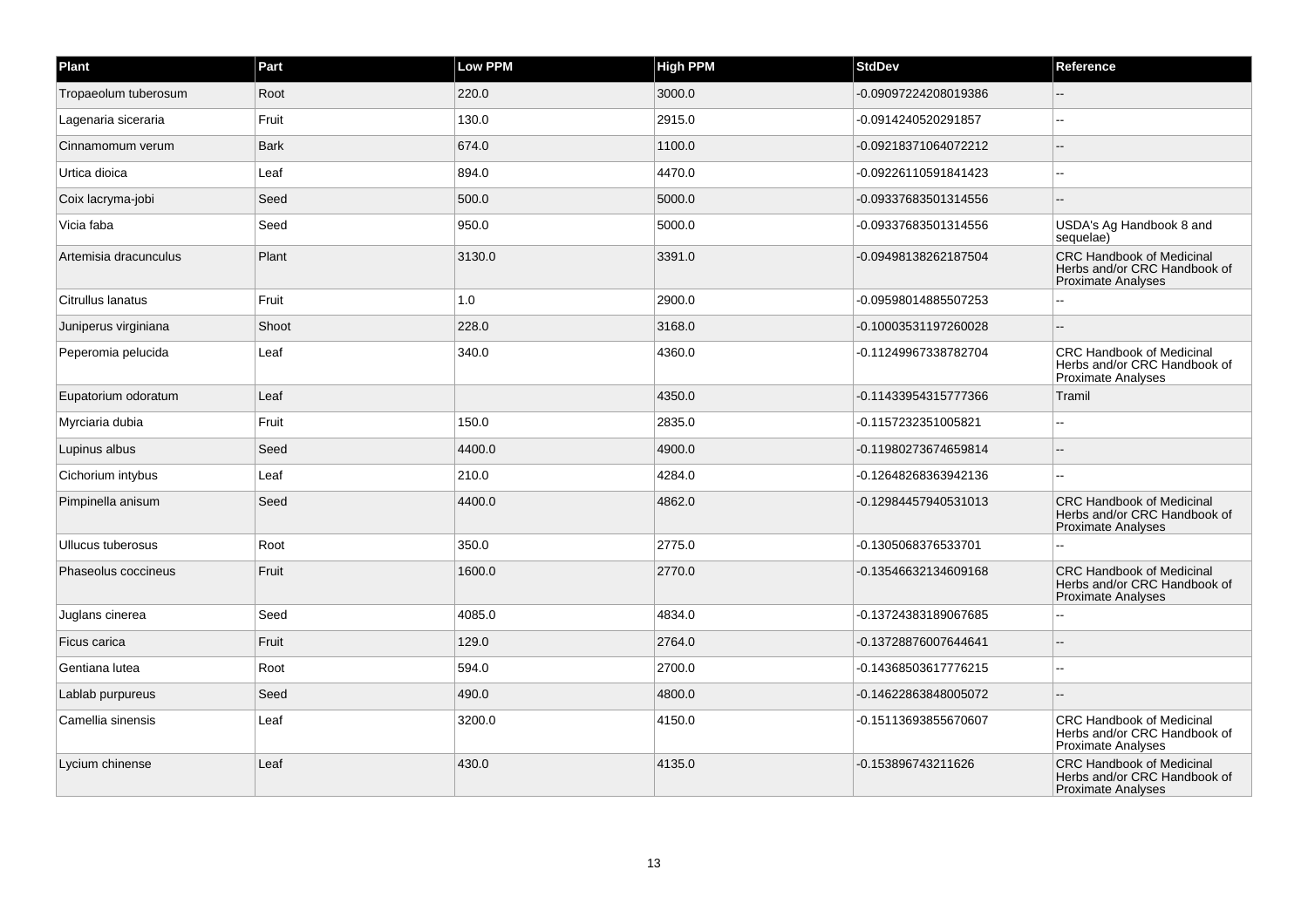| Plant | Part | Low PPM | High PPM | StdDev | Reference |
| --- | --- | --- | --- | --- | --- |
| Tropaeolum tuberosum | Root | 220.0 | 3000.0 | -0.09097224208019386 | -- |
| Lagenaria siceraria | Fruit | 130.0 | 2915.0 | -0.0914240520291857 | -- |
| Cinnamomum verum | Bark | 674.0 | 1100.0 | -0.09218371064072212 | -- |
| Urtica dioica | Leaf | 894.0 | 4470.0 | -0.09226110591841423 | -- |
| Coix lacryma-jobi | Seed | 500.0 | 5000.0 | -0.09337683501314556 | -- |
| Vicia faba | Seed | 950.0 | 5000.0 | -0.09337683501314556 | USDA's Ag Handbook 8 and sequelae) |
| Artemisia dracunculus | Plant | 3130.0 | 3391.0 | -0.09498138262187504 | CRC Handbook of Medicinal Herbs and/or CRC Handbook of Proximate Analyses |
| Citrullus lanatus | Fruit | 1.0 | 2900.0 | -0.09598014885507253 | -- |
| Juniperus virginiana | Shoot | 228.0 | 3168.0 | -0.10003531197260028 | -- |
| Peperomia pelucida | Leaf | 340.0 | 4360.0 | -0.11249967338782704 | CRC Handbook of Medicinal Herbs and/or CRC Handbook of Proximate Analyses |
| Eupatorium odoratum | Leaf | | 4350.0 | -0.11433954315777366 | Tramil |
| Myrciaria dubia | Fruit | 150.0 | 2835.0 | -0.1157232351005821 | -- |
| Lupinus albus | Seed | 4400.0 | 4900.0 | -0.11980273674659814 | -- |
| Cichorium intybus | Leaf | 210.0 | 4284.0 | -0.12648268363942136 | -- |
| Pimpinella anisum | Seed | 4400.0 | 4862.0 | -0.12984457940531013 | CRC Handbook of Medicinal Herbs and/or CRC Handbook of Proximate Analyses |
| Ullucus tuberosus | Root | 350.0 | 2775.0 | -0.1305068376533701 | -- |
| Phaseolus coccineus | Fruit | 1600.0 | 2770.0 | -0.13546632134609168 | CRC Handbook of Medicinal Herbs and/or CRC Handbook of Proximate Analyses |
| Juglans cinerea | Seed | 4085.0 | 4834.0 | -0.13724383189067685 | -- |
| Ficus carica | Fruit | 129.0 | 2764.0 | -0.13728876007644641 | -- |
| Gentiana lutea | Root | 594.0 | 2700.0 | -0.14368503617776215 | -- |
| Lablab purpureus | Seed | 490.0 | 4800.0 | -0.14622863848005072 | -- |
| Camellia sinensis | Leaf | 3200.0 | 4150.0 | -0.15113693855670607 | CRC Handbook of Medicinal Herbs and/or CRC Handbook of Proximate Analyses |
| Lycium chinense | Leaf | 430.0 | 4135.0 | -0.153896743211626 | CRC Handbook of Medicinal Herbs and/or CRC Handbook of Proximate Analyses |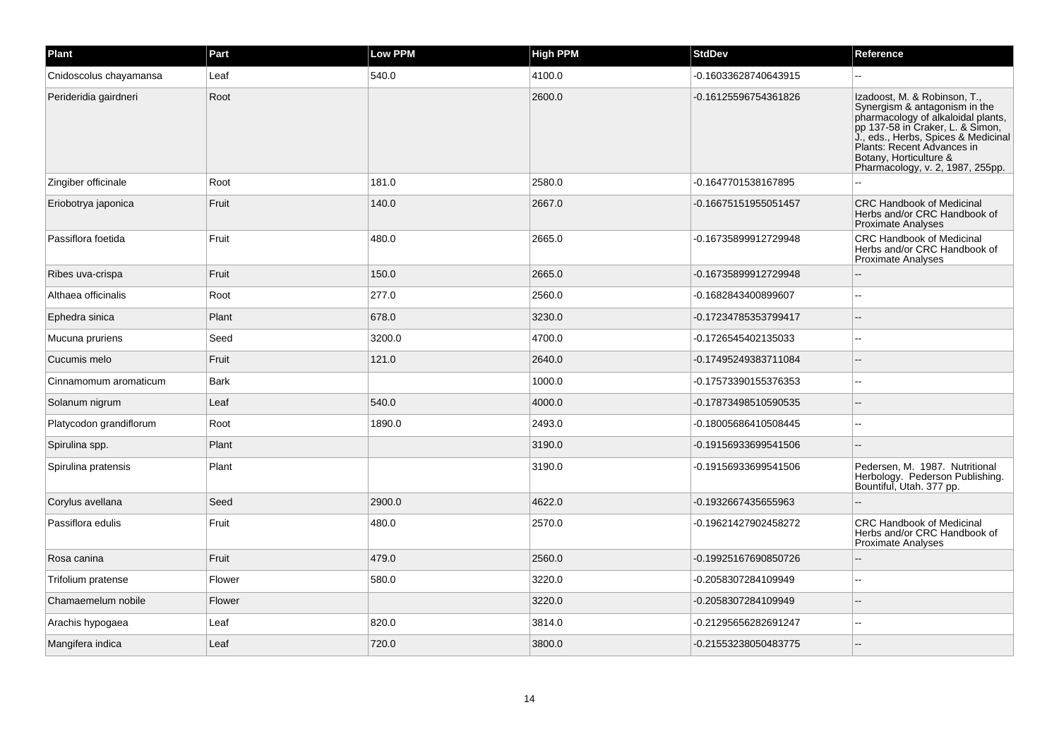| Plant | Part | Low PPM | High PPM | StdDev | Reference |
| --- | --- | --- | --- | --- | --- |
| Cnidoscolus chayamansa | Leaf | 540.0 | 4100.0 | -0.16033628740643915 | -- |
| Perideridia gairdneri | Root | | 2600.0 | -0.16125596754361826 | Izadoost, M. & Robinson, T., Synergism & antagonism in the pharmacology of alkaloidal plants, pp 137-58 in Craker, L. & Simon, J., eds., Herbs, Spices & Medicinal Plants: Recent Advances in Botany, Horticulture & Pharmacology, v. 2, 1987, 255pp. |
| Zingiber officinale | Root | 181.0 | 2580.0 | -0.1647701538167895 | -- |
| Eriobotrya japonica | Fruit | 140.0 | 2667.0 | -0.16675151955051457 | CRC Handbook of Medicinal Herbs and/or CRC Handbook of Proximate Analyses |
| Passiflora foetida | Fruit | 480.0 | 2665.0 | -0.16735899912729948 | CRC Handbook of Medicinal Herbs and/or CRC Handbook of Proximate Analyses |
| Ribes uva-crispa | Fruit | 150.0 | 2665.0 | -0.16735899912729948 | -- |
| Althaea officinalis | Root | 277.0 | 2560.0 | -0.1682843400899607 | -- |
| Ephedra sinica | Plant | 678.0 | 3230.0 | -0.17234785353799417 | -- |
| Mucuna pruriens | Seed | 3200.0 | 4700.0 | -0.1726545402135033 | -- |
| Cucumis melo | Fruit | 121.0 | 2640.0 | -0.17495249383711084 | -- |
| Cinnamomum aromaticum | Bark | | 1000.0 | -0.17573390155376353 | -- |
| Solanum nigrum | Leaf | 540.0 | 4000.0 | -0.17873498510590535 | -- |
| Platycodon grandiflorum | Root | 1890.0 | 2493.0 | -0.18005686410508445 | -- |
| Spirulina spp. | Plant | | 3190.0 | -0.19156933699541506 | -- |
| Spirulina pratensis | Plant | | 3190.0 | -0.19156933699541506 | Pedersen, M. 1987. Nutritional Herbology. Pederson Publishing. Bountiful, Utah. 377 pp. |
| Corylus avellana | Seed | 2900.0 | 4622.0 | -0.1932667435655963 | -- |
| Passiflora edulis | Fruit | 480.0 | 2570.0 | -0.19621427902458272 | CRC Handbook of Medicinal Herbs and/or CRC Handbook of Proximate Analyses |
| Rosa canina | Fruit | 479.0 | 2560.0 | -0.19925167690850726 | -- |
| Trifolium pratense | Flower | 580.0 | 3220.0 | -0.2058307284109949 | -- |
| Chamaemelum nobile | Flower | | 3220.0 | -0.2058307284109949 | -- |
| Arachis hypogaea | Leaf | 820.0 | 3814.0 | -0.21295656282691247 | -- |
| Mangifera indica | Leaf | 720.0 | 3800.0 | -0.21553238050483775 | -- |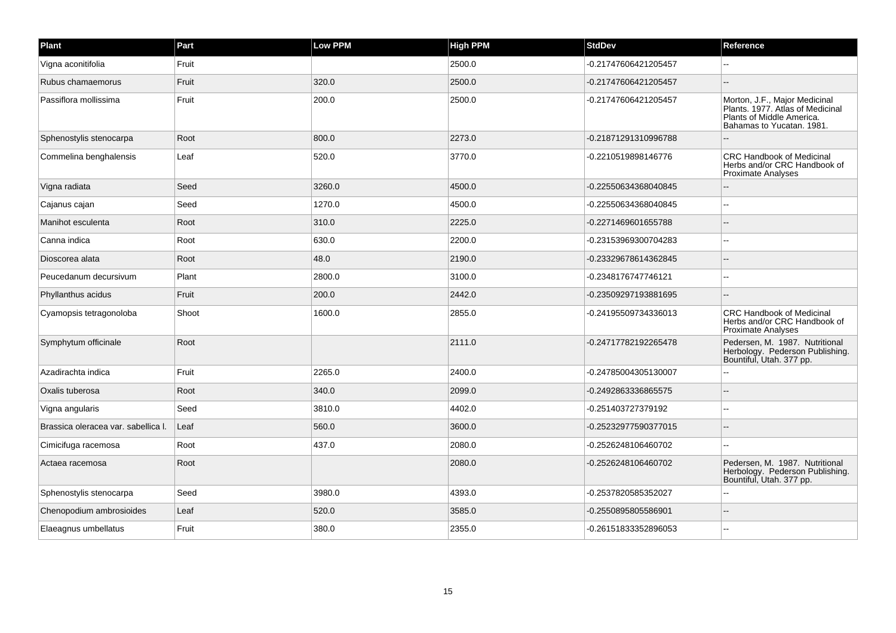| Plant | Part | Low PPM | High PPM | StdDev | Reference |
| --- | --- | --- | --- | --- | --- |
| Vigna aconitifolia | Fruit | | 2500.0 | -0.21747606421205457 | -- |
| Rubus chamaemorus | Fruit | 320.0 | 2500.0 | -0.21747606421205457 | -- |
| Passiflora mollissima | Fruit | 200.0 | 2500.0 | -0.21747606421205457 | Morton, J.F., Major Medicinal Plants. 1977. Atlas of Medicinal Plants of Middle America. Bahamas to Yucatan. 1981. |
| Sphenostylis stenocarpa | Root | 800.0 | 2273.0 | -0.21871291310996788 | -- |
| Commelina benghalensis | Leaf | 520.0 | 3770.0 | -0.2210519898146776 | CRC Handbook of Medicinal Herbs and/or CRC Handbook of Proximate Analyses |
| Vigna radiata | Seed | 3260.0 | 4500.0 | -0.22550634368040845 | -- |
| Cajanus cajan | Seed | 1270.0 | 4500.0 | -0.22550634368040845 | -- |
| Manihot esculenta | Root | 310.0 | 2225.0 | -0.2271469601655788 | -- |
| Canna indica | Root | 630.0 | 2200.0 | -0.23153969300704283 | -- |
| Dioscorea alata | Root | 48.0 | 2190.0 | -0.23329678614362845 | -- |
| Peucedanum decursivum | Plant | 2800.0 | 3100.0 | -0.2348176747746121 | -- |
| Phyllanthus acidus | Fruit | 200.0 | 2442.0 | -0.23509297193881695 | -- |
| Cyamopsis tetragonoloba | Shoot | 1600.0 | 2855.0 | -0.24195509734336013 | CRC Handbook of Medicinal Herbs and/or CRC Handbook of Proximate Analyses |
| Symphytum officinale | Root | | 2111.0 | -0.24717782192265478 | Pedersen, M. 1987. Nutritional Herbology. Pederson Publishing. Bountiful, Utah. 377 pp. |
| Azadirachta indica | Fruit | 2265.0 | 2400.0 | -0.24785004305130007 | -- |
| Oxalis tuberosa | Root | 340.0 | 2099.0 | -0.2492863336865575 | -- |
| Vigna angularis | Seed | 3810.0 | 4402.0 | -0.251403727379192 | -- |
| Brassica oleracea var. sabellica l. | Leaf | 560.0 | 3600.0 | -0.25232977590377015 | -- |
| Cimicifuga racemosa | Root | 437.0 | 2080.0 | -0.2526248106460702 | -- |
| Actaea racemosa | Root | | 2080.0 | -0.2526248106460702 | Pedersen, M. 1987. Nutritional Herbology. Pederson Publishing. Bountiful, Utah. 377 pp. |
| Sphenostylis stenocarpa | Seed | 3980.0 | 4393.0 | -0.2537820585352027 | -- |
| Chenopodium ambrosioides | Leaf | 520.0 | 3585.0 | -0.2550895805586901 | -- |
| Elaeagnus umbellatus | Fruit | 380.0 | 2355.0 | -0.26151833352896053 | -- |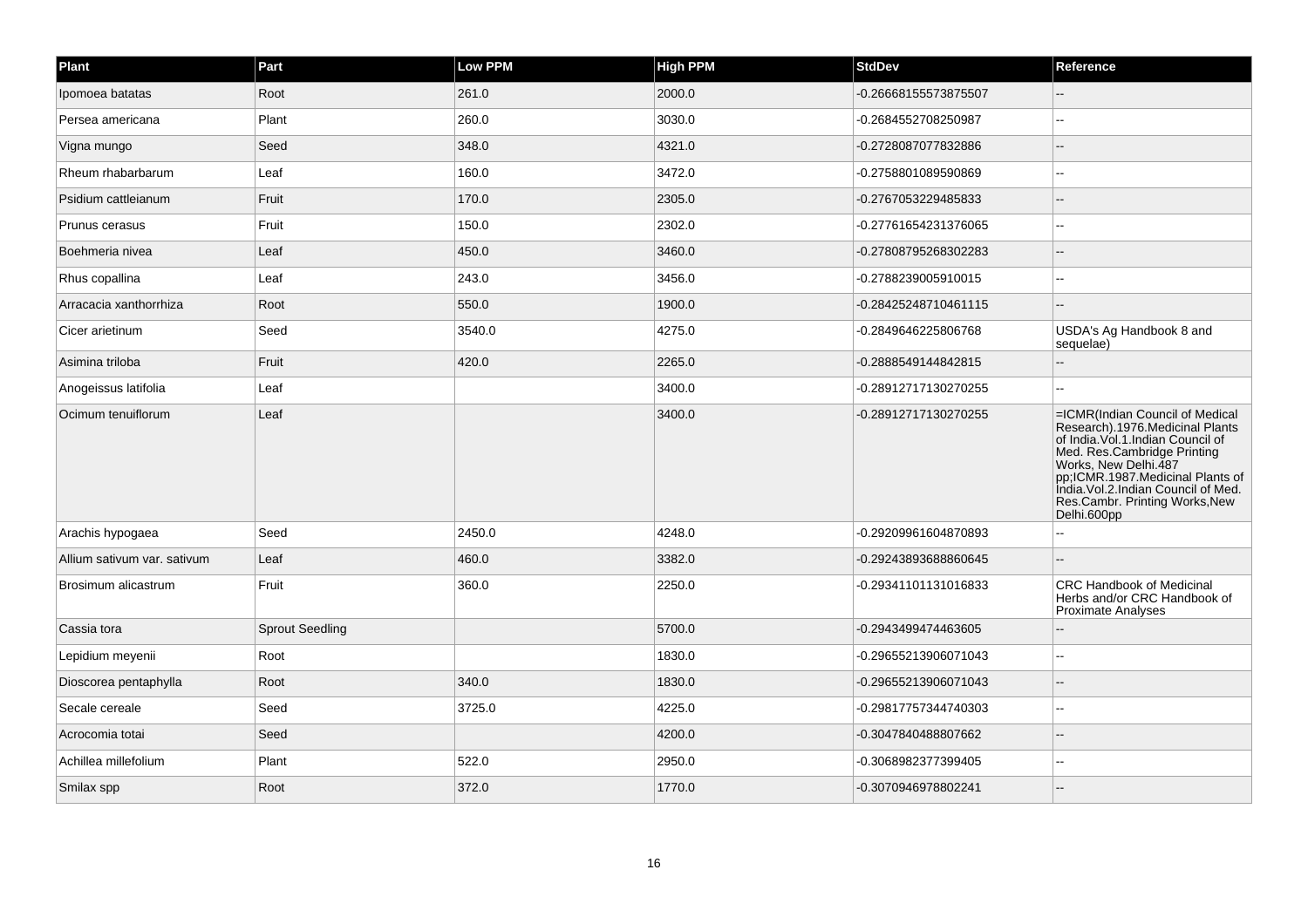| Plant | Part | Low PPM | High PPM | StdDev | Reference |
| --- | --- | --- | --- | --- | --- |
| Ipomoea batatas | Root | 261.0 | 2000.0 | -0.26668155573875507 | -- |
| Persea americana | Plant | 260.0 | 3030.0 | -0.2684552708250987 | -- |
| Vigna mungo | Seed | 348.0 | 4321.0 | -0.2728087077832886 | -- |
| Rheum rhabarbarum | Leaf | 160.0 | 3472.0 | -0.2758801089590869 | -- |
| Psidium cattleianum | Fruit | 170.0 | 2305.0 | -0.2767053229485833 | -- |
| Prunus cerasus | Fruit | 150.0 | 2302.0 | -0.27761654231376065 | -- |
| Boehmeria nivea | Leaf | 450.0 | 3460.0 | -0.27808795268302283 | -- |
| Rhus copallina | Leaf | 243.0 | 3456.0 | -0.2788239005910015 | -- |
| Arracacia xanthorrhiza | Root | 550.0 | 1900.0 | -0.28425248710461115 | -- |
| Cicer arietinum | Seed | 3540.0 | 4275.0 | -0.2849646225806768 | USDA's Ag Handbook 8 and sequelae) |
| Asimina triloba | Fruit | 420.0 | 2265.0 | -0.2888549144842815 | -- |
| Anogeissus latifolia | Leaf | | 3400.0 | -0.28912717130270255 | -- |
| Ocimum tenuiflorum | Leaf | | 3400.0 | -0.28912717130270255 | =ICMR(Indian Council of Medical Research).1976.Medicinal Plants of India.Vol.1.Indian Council of Med. Res.Cambridge Printing Works, New Delhi.487 pp;ICMR.1987.Medicinal Plants of India.Vol.2.Indian Council of Med. Res.Cambr. Printing Works,New Delhi.600pp |
| Arachis hypogaea | Seed | 2450.0 | 4248.0 | -0.29209961604870893 | -- |
| Allium sativum var. sativum | Leaf | 460.0 | 3382.0 | -0.29243893688860645 | -- |
| Brosimum alicastrum | Fruit | 360.0 | 2250.0 | -0.29341101131016833 | CRC Handbook of Medicinal Herbs and/or CRC Handbook of Proximate Analyses |
| Cassia tora | Sprout Seedling | | 5700.0 | -0.2943499474463605 | -- |
| Lepidium meyenii | Root | | 1830.0 | -0.29655213906071043 | -- |
| Dioscorea pentaphylla | Root | 340.0 | 1830.0 | -0.29655213906071043 | -- |
| Secale cereale | Seed | 3725.0 | 4225.0 | -0.29817757344740303 | -- |
| Acrocomia totai | Seed | | 4200.0 | -0.3047840488807662 | -- |
| Achillea millefolium | Plant | 522.0 | 2950.0 | -0.3068982377399405 | -- |
| Smilax spp | Root | 372.0 | 1770.0 | -0.3070946978802241 | -- |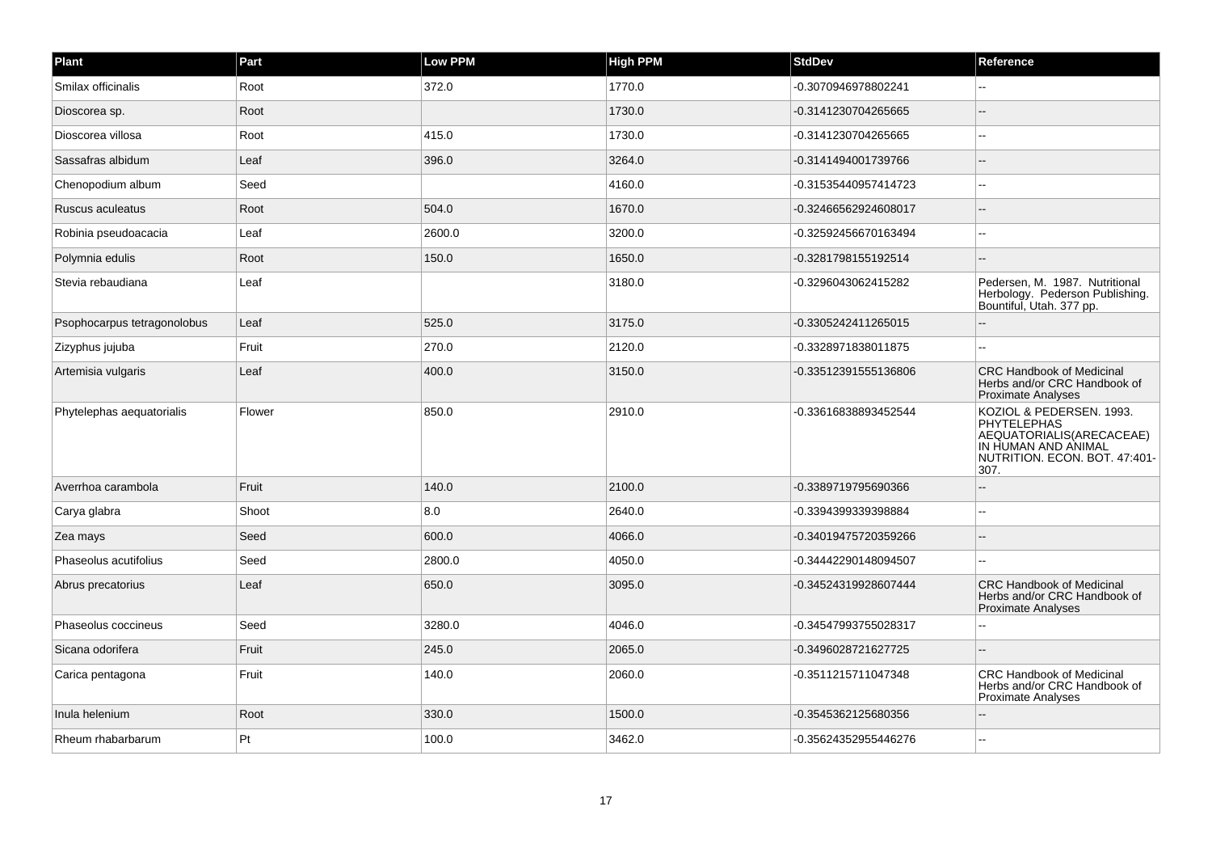| Plant | Part | Low PPM | High PPM | StdDev | Reference |
|---|---|---|---|---|---|
| Smilax officinalis | Root | 372.0 | 1770.0 | -0.3070946978802241 | -- |
| Dioscorea sp. | Root | | 1730.0 | -0.3141230704265665 | -- |
| Dioscorea villosa | Root | 415.0 | 1730.0 | -0.3141230704265665 | -- |
| Sassafras albidum | Leaf | 396.0 | 3264.0 | -0.3141494001739766 | -- |
| Chenopodium album | Seed | | 4160.0 | -0.31535440957414723 | -- |
| Ruscus aculeatus | Root | 504.0 | 1670.0 | -0.32466562924608017 | -- |
| Robinia pseudoacacia | Leaf | 2600.0 | 3200.0 | -0.32592456670163494 | -- |
| Polymnia edulis | Root | 150.0 | 1650.0 | -0.3281798155192514 | -- |
| Stevia rebaudiana | Leaf | | 3180.0 | -0.3296043062415282 | Pedersen, M. 1987. Nutritional Herbology. Pederson Publishing. Bountiful, Utah. 377 pp. |
| Psophocarpus tetragonolobus | Leaf | 525.0 | 3175.0 | -0.3305242411265015 | -- |
| Zizyphus jujuba | Fruit | 270.0 | 2120.0 | -0.3328971838011875 | -- |
| Artemisia vulgaris | Leaf | 400.0 | 3150.0 | -0.33512391555136806 | CRC Handbook of Medicinal Herbs and/or CRC Handbook of Proximate Analyses |
| Phytelephas aequatorialis | Flower | 850.0 | 2910.0 | -0.33616838893452544 | KOZIOL & PEDERSEN. 1993. PHYTELEPHAS AEQUATORIALIS(ARECACEAE) IN HUMAN AND ANIMAL NUTRITION. ECON. BOT. 47:401-307. |
| Averrhoa carambola | Fruit | 140.0 | 2100.0 | -0.3389719795690366 | -- |
| Carya glabra | Shoot | 8.0 | 2640.0 | -0.3394399339398884 | -- |
| Zea mays | Seed | 600.0 | 4066.0 | -0.34019475720359266 | -- |
| Phaseolus acutifolius | Seed | 2800.0 | 4050.0 | -0.34442290148094507 | -- |
| Abrus precatorius | Leaf | 650.0 | 3095.0 | -0.34524319928607444 | CRC Handbook of Medicinal Herbs and/or CRC Handbook of Proximate Analyses |
| Phaseolus coccineus | Seed | 3280.0 | 4046.0 | -0.34547993755028317 | -- |
| Sicana odorifera | Fruit | 245.0 | 2065.0 | -0.3496028721627725 | -- |
| Carica pentagona | Fruit | 140.0 | 2060.0 | -0.3511215711047348 | CRC Handbook of Medicinal Herbs and/or CRC Handbook of Proximate Analyses |
| Inula helenium | Root | 330.0 | 1500.0 | -0.3545362125680356 | -- |
| Rheum rhabarbarum | Pt | 100.0 | 3462.0 | -0.35624352955446276 | -- |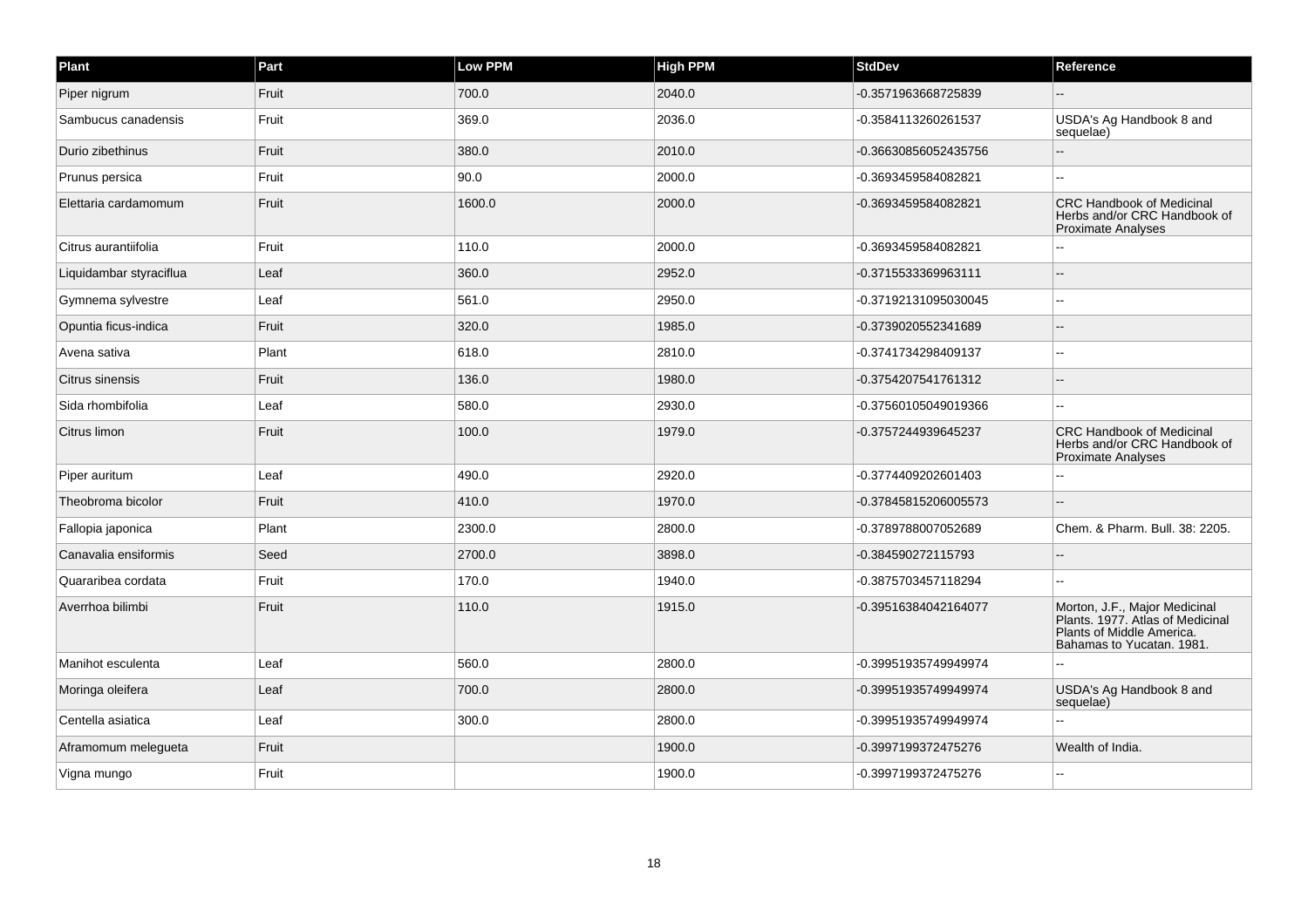| Plant | Part | Low PPM | High PPM | StdDev | Reference |
| --- | --- | --- | --- | --- | --- |
| Piper nigrum | Fruit | 700.0 | 2040.0 | -0.3571963668725839 | -- |
| Sambucus canadensis | Fruit | 369.0 | 2036.0 | -0.3584113260261537 | USDA's Ag Handbook 8 and sequelae) |
| Durio zibethinus | Fruit | 380.0 | 2010.0 | -0.36630856052435756 | -- |
| Prunus persica | Fruit | 90.0 | 2000.0 | -0.3693459584082821 | -- |
| Elettaria cardamomum | Fruit | 1600.0 | 2000.0 | -0.3693459584082821 | CRC Handbook of Medicinal Herbs and/or CRC Handbook of Proximate Analyses |
| Citrus aurantiifolia | Fruit | 110.0 | 2000.0 | -0.3693459584082821 | -- |
| Liquidambar styraciflua | Leaf | 360.0 | 2952.0 | -0.3715533369963111 | -- |
| Gymnema sylvestre | Leaf | 561.0 | 2950.0 | -0.37192131095030045 | -- |
| Opuntia ficus-indica | Fruit | 320.0 | 1985.0 | -0.3739020552341689 | -- |
| Avena sativa | Plant | 618.0 | 2810.0 | -0.3741734298409137 | -- |
| Citrus sinensis | Fruit | 136.0 | 1980.0 | -0.3754207541761312 | -- |
| Sida rhombifolia | Leaf | 580.0 | 2930.0 | -0.37560105049019366 | -- |
| Citrus limon | Fruit | 100.0 | 1979.0 | -0.3757244939645237 | CRC Handbook of Medicinal Herbs and/or CRC Handbook of Proximate Analyses |
| Piper auritum | Leaf | 490.0 | 2920.0 | -0.3774409202601403 | -- |
| Theobroma bicolor | Fruit | 410.0 | 1970.0 | -0.37845815206005573 | -- |
| Fallopia japonica | Plant | 2300.0 | 2800.0 | -0.3789788007052689 | Chem. & Pharm. Bull. 38: 2205. |
| Canavalia ensiformis | Seed | 2700.0 | 3898.0 | -0.384590272115793 | -- |
| Quararibea cordata | Fruit | 170.0 | 1940.0 | -0.3875703457118294 | -- |
| Averrhoa bilimbi | Fruit | 110.0 | 1915.0 | -0.39516384042164077 | Morton, J.F., Major Medicinal Plants. 1977. Atlas of Medicinal Plants of Middle America. Bahamas to Yucatan. 1981. |
| Manihot esculenta | Leaf | 560.0 | 2800.0 | -0.39951935749949974 | -- |
| Moringa oleifera | Leaf | 700.0 | 2800.0 | -0.39951935749949974 | USDA's Ag Handbook 8 and sequelae) |
| Centella asiatica | Leaf | 300.0 | 2800.0 | -0.39951935749949974 | -- |
| Aframomum melegueta | Fruit | | 1900.0 | -0.3997199372475276 | Wealth of India. |
| Vigna mungo | Fruit | | 1900.0 | -0.3997199372475276 | -- |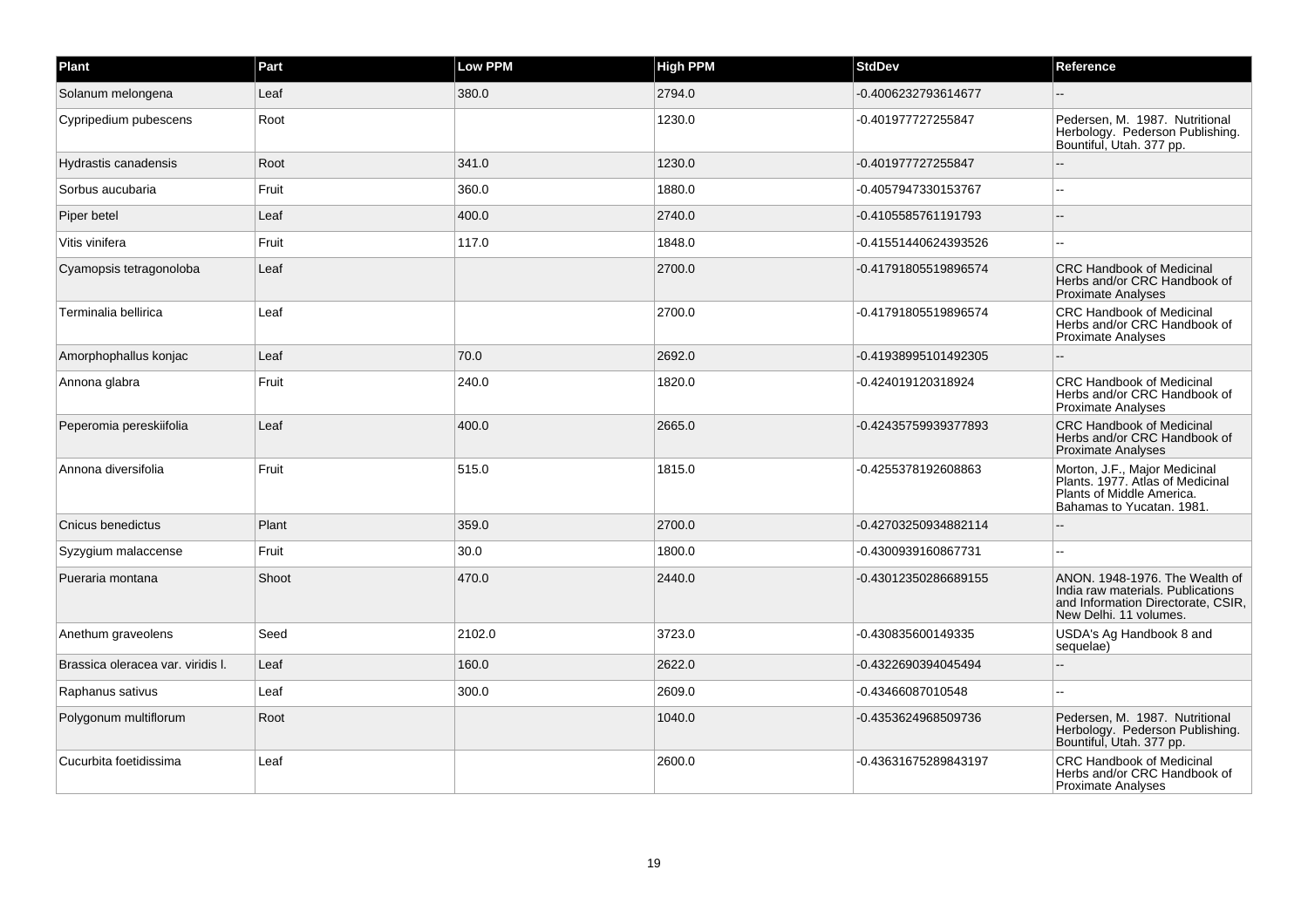| Plant | Part | Low PPM | High PPM | StdDev | Reference |
| --- | --- | --- | --- | --- | --- |
| Solanum melongena | Leaf | 380.0 | 2794.0 | -0.4006232793614677 | -- |
| Cypripedium pubescens | Root | | 1230.0 | -0.401977727255847 | Pedersen, M. 1987. Nutritional Herbology. Pederson Publishing. Bountiful, Utah. 377 pp. |
| Hydrastis canadensis | Root | 341.0 | 1230.0 | -0.401977727255847 | -- |
| Sorbus aucubaria | Fruit | 360.0 | 1880.0 | -0.4057947330153767 | -- |
| Piper betel | Leaf | 400.0 | 2740.0 | -0.4105585761191793 | -- |
| Vitis vinifera | Fruit | 117.0 | 1848.0 | -0.41551440624393526 | -- |
| Cyamopsis tetragonoloba | Leaf | | 2700.0 | -0.41791805519896574 | CRC Handbook of Medicinal Herbs and/or CRC Handbook of Proximate Analyses |
| Terminalia bellirica | Leaf | | 2700.0 | -0.41791805519896574 | CRC Handbook of Medicinal Herbs and/or CRC Handbook of Proximate Analyses |
| Amorphophallus konjac | Leaf | 70.0 | 2692.0 | -0.41938995101492305 | -- |
| Annona glabra | Fruit | 240.0 | 1820.0 | -0.424019120318924 | CRC Handbook of Medicinal Herbs and/or CRC Handbook of Proximate Analyses |
| Peperomia pereskiifolia | Leaf | 400.0 | 2665.0 | -0.42435759939377893 | CRC Handbook of Medicinal Herbs and/or CRC Handbook of Proximate Analyses |
| Annona diversifolia | Fruit | 515.0 | 1815.0 | -0.4255378192608863 | Morton, J.F., Major Medicinal Plants. 1977. Atlas of Medicinal Plants of Middle America. Bahamas to Yucatan. 1981. |
| Cnicus benedictus | Plant | 359.0 | 2700.0 | -0.42703250934882114 | -- |
| Syzygium malaccense | Fruit | 30.0 | 1800.0 | -0.4300939160867731 | -- |
| Pueraria montana | Shoot | 470.0 | 2440.0 | -0.43012350286689155 | ANON. 1948-1976. The Wealth of India raw materials. Publications and Information Directorate, CSIR, New Delhi. 11 volumes. |
| Anethum graveolens | Seed | 2102.0 | 3723.0 | -0.430835600149335 | USDA's Ag Handbook 8 and sequelae) |
| Brassica oleracea var. viridis l. | Leaf | 160.0 | 2622.0 | -0.4322690394045494 | -- |
| Raphanus sativus | Leaf | 300.0 | 2609.0 | -0.43466087010548 | -- |
| Polygonum multiflorum | Root | | 1040.0 | -0.4353624968509736 | Pedersen, M. 1987. Nutritional Herbology. Pederson Publishing. Bountiful, Utah. 377 pp. |
| Cucurbita foetidissima | Leaf | | 2600.0 | -0.43631675289843197 | CRC Handbook of Medicinal Herbs and/or CRC Handbook of Proximate Analyses |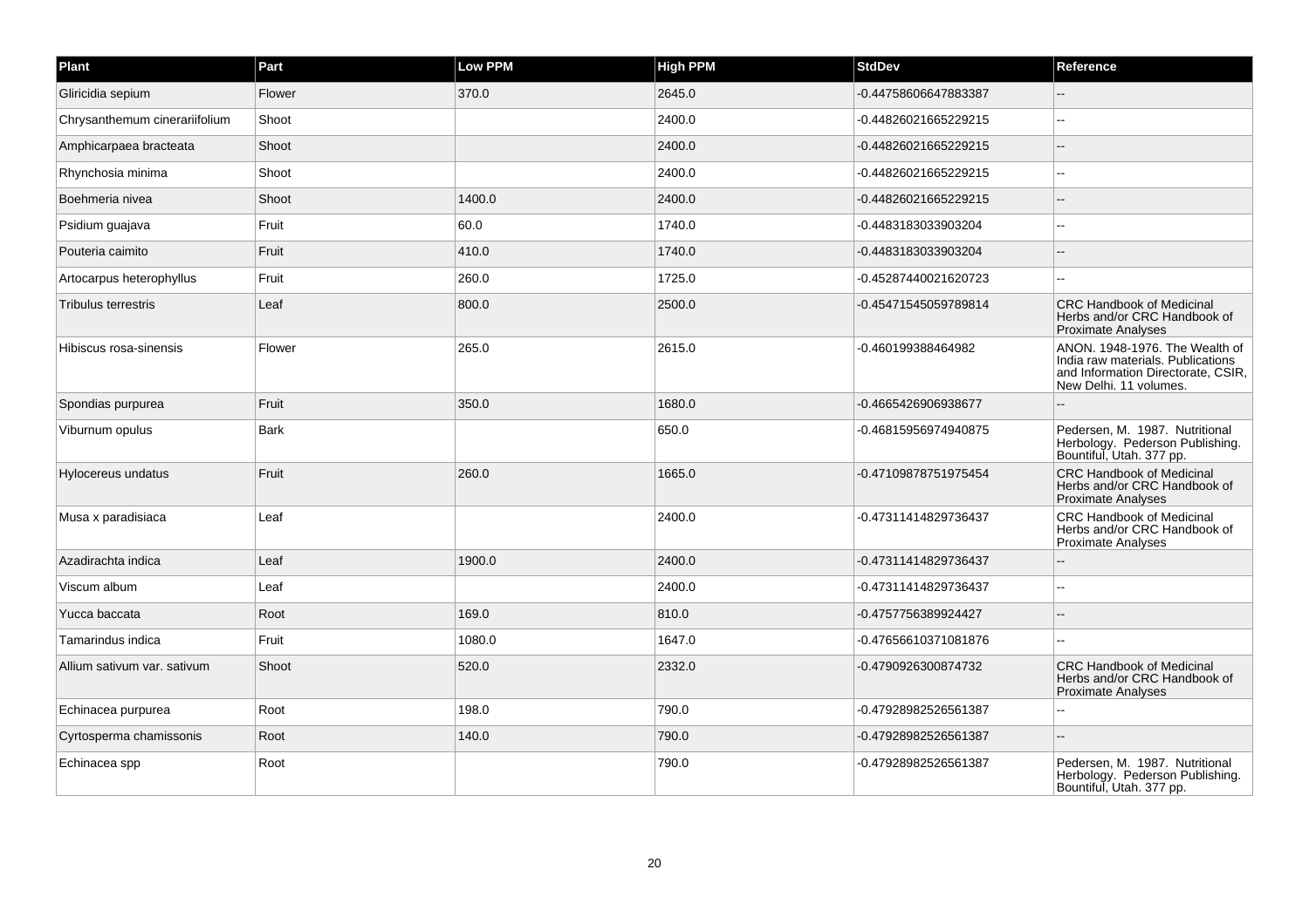| Plant | Part | Low PPM | High PPM | StdDev | Reference |
| --- | --- | --- | --- | --- | --- |
| Gliricidia sepium | Flower | 370.0 | 2645.0 | -0.44758606647883387 | -- |
| Chrysanthemum cinerariifolium | Shoot | | 2400.0 | -0.44826021665229215 | -- |
| Amphicarpaea bracteata | Shoot | | 2400.0 | -0.44826021665229215 | -- |
| Rhynchosia minima | Shoot | | 2400.0 | -0.44826021665229215 | -- |
| Boehmeria nivea | Shoot | 1400.0 | 2400.0 | -0.44826021665229215 | -- |
| Psidium guajava | Fruit | 60.0 | 1740.0 | -0.4483183033903204 | -- |
| Pouteria caimito | Fruit | 410.0 | 1740.0 | -0.4483183033903204 | -- |
| Artocarpus heterophyllus | Fruit | 260.0 | 1725.0 | -0.45287440021620723 | -- |
| Tribulus terrestris | Leaf | 800.0 | 2500.0 | -0.45471545059789814 | CRC Handbook of Medicinal Herbs and/or CRC Handbook of Proximate Analyses |
| Hibiscus rosa-sinensis | Flower | 265.0 | 2615.0 | -0.460199388464982 | ANON. 1948-1976. The Wealth of India raw materials. Publications and Information Directorate, CSIR, New Delhi. 11 volumes. |
| Spondias purpurea | Fruit | 350.0 | 1680.0 | -0.4665426906938677 | -- |
| Viburnum opulus | Bark | | 650.0 | -0.46815956974940875 | Pedersen, M. 1987. Nutritional Herbology. Pederson Publishing. Bountiful, Utah. 377 pp. |
| Hylocereus undatus | Fruit | 260.0 | 1665.0 | -0.47109878751975454 | CRC Handbook of Medicinal Herbs and/or CRC Handbook of Proximate Analyses |
| Musa x paradisiaca | Leaf | | 2400.0 | -0.47311414829736437 | CRC Handbook of Medicinal Herbs and/or CRC Handbook of Proximate Analyses |
| Azadirachta indica | Leaf | 1900.0 | 2400.0 | -0.47311414829736437 | -- |
| Viscum album | Leaf | | 2400.0 | -0.47311414829736437 | -- |
| Yucca baccata | Root | 169.0 | 810.0 | -0.4757756389924427 | -- |
| Tamarindus indica | Fruit | 1080.0 | 1647.0 | -0.47656610371081876 | -- |
| Allium sativum var. sativum | Shoot | 520.0 | 2332.0 | -0.4790926300874732 | CRC Handbook of Medicinal Herbs and/or CRC Handbook of Proximate Analyses |
| Echinacea purpurea | Root | 198.0 | 790.0 | -0.47928982526561387 | -- |
| Cyrtosperma chamissonis | Root | 140.0 | 790.0 | -0.47928982526561387 | -- |
| Echinacea spp | Root | | 790.0 | -0.47928982526561387 | Pedersen, M. 1987. Nutritional Herbology. Pederson Publishing. Bountiful, Utah. 377 pp. |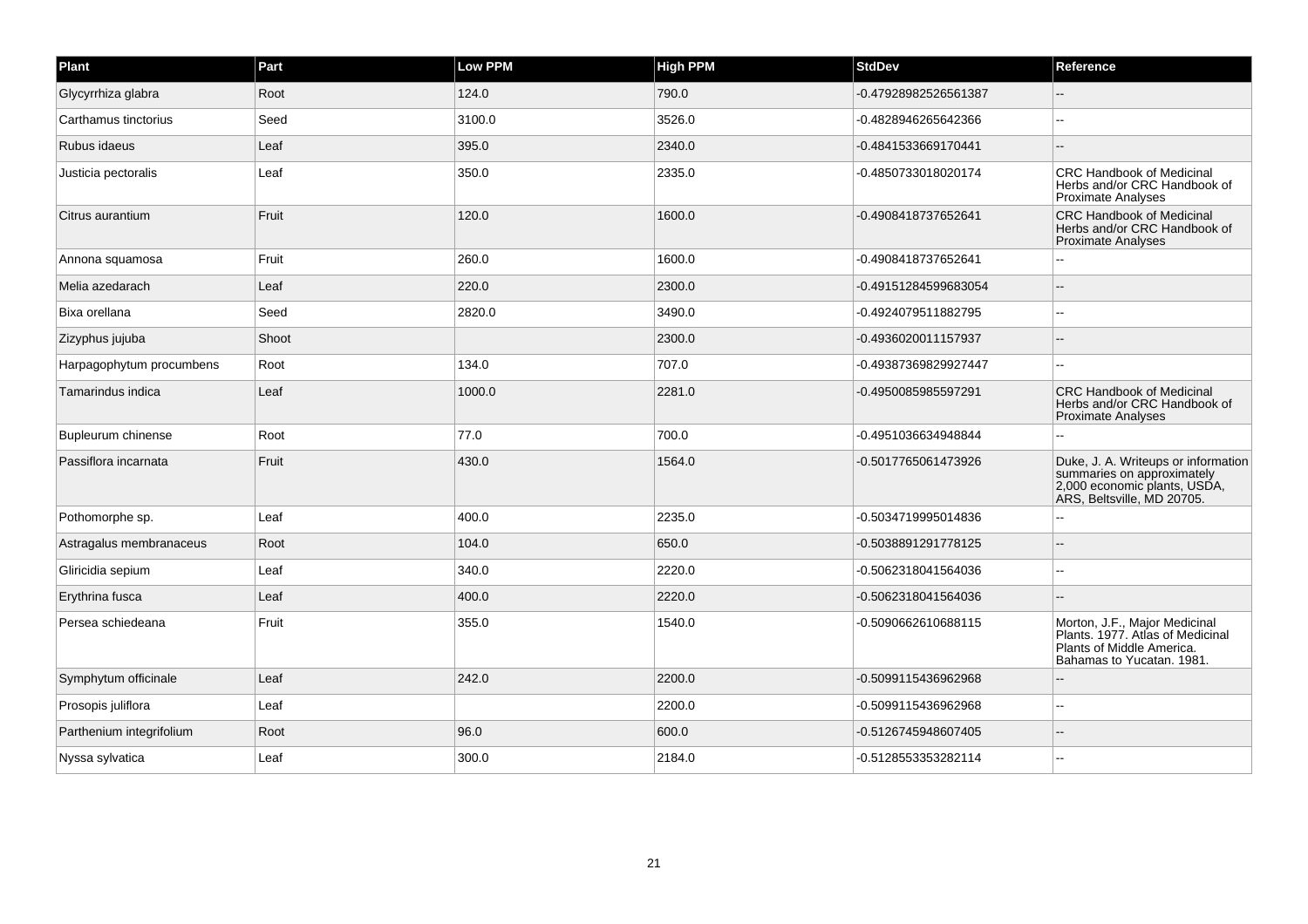| Plant | Part | Low PPM | High PPM | StdDev | Reference |
| --- | --- | --- | --- | --- | --- |
| Glycyrrhiza glabra | Root | 124.0 | 790.0 | -0.47928982526561387 | -- |
| Carthamus tinctorius | Seed | 3100.0 | 3526.0 | -0.4828946265642366 | -- |
| Rubus idaeus | Leaf | 395.0 | 2340.0 | -0.4841533669170441 | -- |
| Justicia pectoralis | Leaf | 350.0 | 2335.0 | -0.4850733018020174 | CRC Handbook of Medicinal Herbs and/or CRC Handbook of Proximate Analyses |
| Citrus aurantium | Fruit | 120.0 | 1600.0 | -0.4908418737652641 | CRC Handbook of Medicinal Herbs and/or CRC Handbook of Proximate Analyses |
| Annona squamosa | Fruit | 260.0 | 1600.0 | -0.4908418737652641 | -- |
| Melia azedarach | Leaf | 220.0 | 2300.0 | -0.49151284599683054 | -- |
| Bixa orellana | Seed | 2820.0 | 3490.0 | -0.4924079511882795 | -- |
| Zizyphus jujuba | Shoot | | 2300.0 | -0.4936020011157937 | -- |
| Harpagophytum procumbens | Root | 134.0 | 707.0 | -0.49387369829927447 | -- |
| Tamarindus indica | Leaf | 1000.0 | 2281.0 | -0.4950085985597291 | CRC Handbook of Medicinal Herbs and/or CRC Handbook of Proximate Analyses |
| Bupleurum chinense | Root | 77.0 | 700.0 | -0.4951036634948844 | -- |
| Passiflora incarnata | Fruit | 430.0 | 1564.0 | -0.5017765061473926 | Duke, J. A. Writeups or information summaries on approximately 2,000 economic plants, USDA, ARS, Beltsville, MD 20705. |
| Pothomorphe sp. | Leaf | 400.0 | 2235.0 | -0.5034719995014836 | -- |
| Astragalus membranaceus | Root | 104.0 | 650.0 | -0.5038891291778125 | -- |
| Gliricidia sepium | Leaf | 340.0 | 2220.0 | -0.5062318041564036 | -- |
| Erythrina fusca | Leaf | 400.0 | 2220.0 | -0.5062318041564036 | -- |
| Persea schiedeana | Fruit | 355.0 | 1540.0 | -0.5090662610688115 | Morton, J.F., Major Medicinal Plants. 1977. Atlas of Medicinal Plants of Middle America. Bahamas to Yucatan. 1981. |
| Symphytum officinale | Leaf | 242.0 | 2200.0 | -0.5099115436962968 | -- |
| Prosopis juliflora | Leaf | | 2200.0 | -0.5099115436962968 | -- |
| Parthenium integrifolium | Root | 96.0 | 600.0 | -0.5126745948607405 | -- |
| Nyssa sylvatica | Leaf | 300.0 | 2184.0 | -0.5128553353282114 | -- |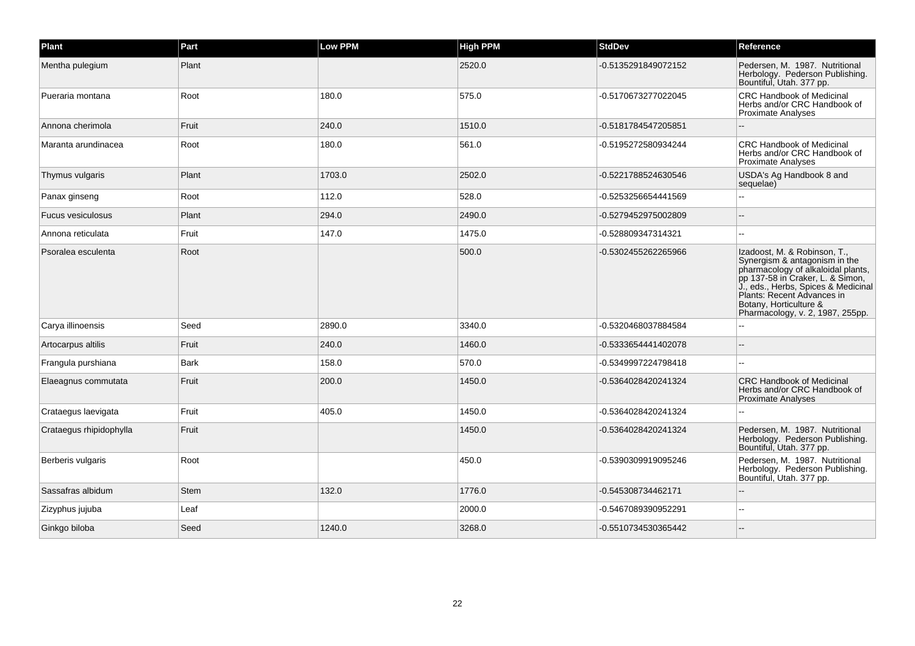| Plant | Part | Low PPM | High PPM | StdDev | Reference |
|---|---|---|---|---|---|
| Mentha pulegium | Plant | | 2520.0 | -0.5135291849072152 | Pedersen, M. 1987. Nutritional Herbology. Pederson Publishing. Bountiful, Utah. 377 pp. |
| Pueraria montana | Root | 180.0 | 575.0 | -0.5170673277022045 | CRC Handbook of Medicinal Herbs and/or CRC Handbook of Proximate Analyses |
| Annona cherimola | Fruit | 240.0 | 1510.0 | -0.5181784547205851 | -- |
| Maranta arundinacea | Root | 180.0 | 561.0 | -0.5195272580934244 | CRC Handbook of Medicinal Herbs and/or CRC Handbook of Proximate Analyses |
| Thymus vulgaris | Plant | 1703.0 | 2502.0 | -0.5221788524630546 | USDA's Ag Handbook 8 and sequelae) |
| Panax ginseng | Root | 112.0 | 528.0 | -0.5253256654441569 | -- |
| Fucus vesiculosus | Plant | 294.0 | 2490.0 | -0.5279452975002809 | -- |
| Annona reticulata | Fruit | 147.0 | 1475.0 | -0.528809347314321 | -- |
| Psoralea esculenta | Root | | 500.0 | -0.5302455262265966 | Izadoost, M. & Robinson, T., Synergism & antagonism in the pharmacology of alkaloidal plants, pp 137-58 in Craker, L. & Simon, J., eds., Herbs, Spices & Medicinal Plants: Recent Advances in Botany, Horticulture & Pharmacology, v. 2, 1987, 255pp. |
| Carya illinoensis | Seed | 2890.0 | 3340.0 | -0.5320468037884584 | -- |
| Artocarpus altilis | Fruit | 240.0 | 1460.0 | -0.5333654441402078 | -- |
| Frangula purshiana | Bark | 158.0 | 570.0 | -0.5349997224798418 | -- |
| Elaeagnus commutata | Fruit | 200.0 | 1450.0 | -0.5364028420241324 | CRC Handbook of Medicinal Herbs and/or CRC Handbook of Proximate Analyses |
| Crataegus laevigata | Fruit | 405.0 | 1450.0 | -0.5364028420241324 | -- |
| Crataegus rhipidophylla | Fruit | | 1450.0 | -0.5364028420241324 | Pedersen, M. 1987. Nutritional Herbology. Pederson Publishing. Bountiful, Utah. 377 pp. |
| Berberis vulgaris | Root | | 450.0 | -0.5390309919095246 | Pedersen, M. 1987. Nutritional Herbology. Pederson Publishing. Bountiful, Utah. 377 pp. |
| Sassafras albidum | Stem | 132.0 | 1776.0 | -0.545308734462171 | -- |
| Zizyphus jujuba | Leaf | | 2000.0 | -0.5467089390952291 | -- |
| Ginkgo biloba | Seed | 1240.0 | 3268.0 | -0.5510734530365442 | -- |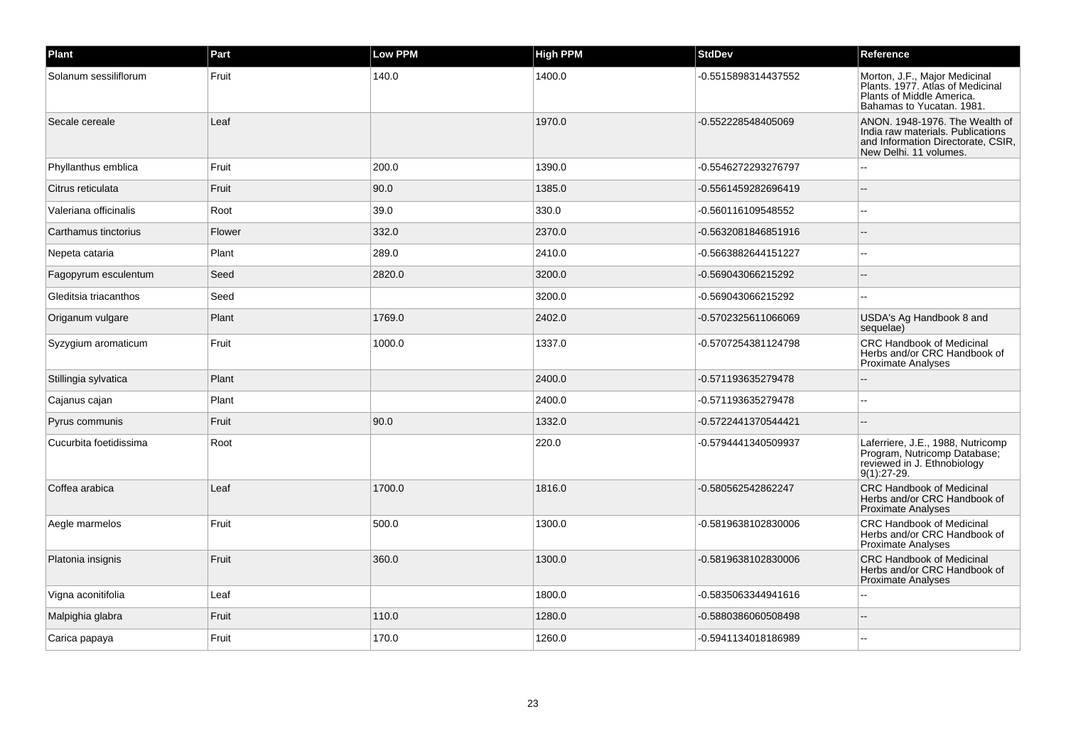| Plant | Part | Low PPM | High PPM | StdDev | Reference |
| --- | --- | --- | --- | --- | --- |
| Solanum sessiliflorum | Fruit | 140.0 | 1400.0 | -0.5515898314437552 | Morton, J.F., Major Medicinal Plants. 1977. Atlas of Medicinal Plants of Middle America. Bahamas to Yucatan. 1981. |
| Secale cereale | Leaf | | 1970.0 | -0.552228548405069 | ANON. 1948-1976. The Wealth of India raw materials. Publications and Information Directorate, CSIR, New Delhi. 11 volumes. |
| Phyllanthus emblica | Fruit | 200.0 | 1390.0 | -0.5546272293276797 | -- |
| Citrus reticulata | Fruit | 90.0 | 1385.0 | -0.5561459282696419 | -- |
| Valeriana officinalis | Root | 39.0 | 330.0 | -0.560116109548552 | -- |
| Carthamus tinctorius | Flower | 332.0 | 2370.0 | -0.5632081846851916 | -- |
| Nepeta cataria | Plant | 289.0 | 2410.0 | -0.5663882644151227 | -- |
| Fagopyrum esculentum | Seed | 2820.0 | 3200.0 | -0.569043066215292 | -- |
| Gleditsia triacanthos | Seed | | 3200.0 | -0.569043066215292 | -- |
| Origanum vulgare | Plant | 1769.0 | 2402.0 | -0.5702325611066069 | USDA's Ag Handbook 8 and sequelae) |
| Syzygium aromaticum | Fruit | 1000.0 | 1337.0 | -0.5707254381124798 | CRC Handbook of Medicinal Herbs and/or CRC Handbook of Proximate Analyses |
| Stillingia sylvatica | Plant | | 2400.0 | -0.571193635279478 | -- |
| Cajanus cajan | Plant | | 2400.0 | -0.571193635279478 | -- |
| Pyrus communis | Fruit | 90.0 | 1332.0 | -0.5722441370544421 | -- |
| Cucurbita foetidissima | Root | | 220.0 | -0.5794441340509937 | Laferriere, J.E., 1988, Nutricomp Program, Nutricomp Database; reviewed in J. Ethnobiology 9(1):27-29. |
| Coffea arabica | Leaf | 1700.0 | 1816.0 | -0.580562542862247 | CRC Handbook of Medicinal Herbs and/or CRC Handbook of Proximate Analyses |
| Aegle marmelos | Fruit | 500.0 | 1300.0 | -0.5819638102830006 | CRC Handbook of Medicinal Herbs and/or CRC Handbook of Proximate Analyses |
| Platonia insignis | Fruit | 360.0 | 1300.0 | -0.5819638102830006 | CRC Handbook of Medicinal Herbs and/or CRC Handbook of Proximate Analyses |
| Vigna aconitifolia | Leaf | | 1800.0 | -0.5835063344941616 | -- |
| Malpighia glabra | Fruit | 110.0 | 1280.0 | -0.5880386060508498 | -- |
| Carica papaya | Fruit | 170.0 | 1260.0 | -0.5941134018186989 | -- |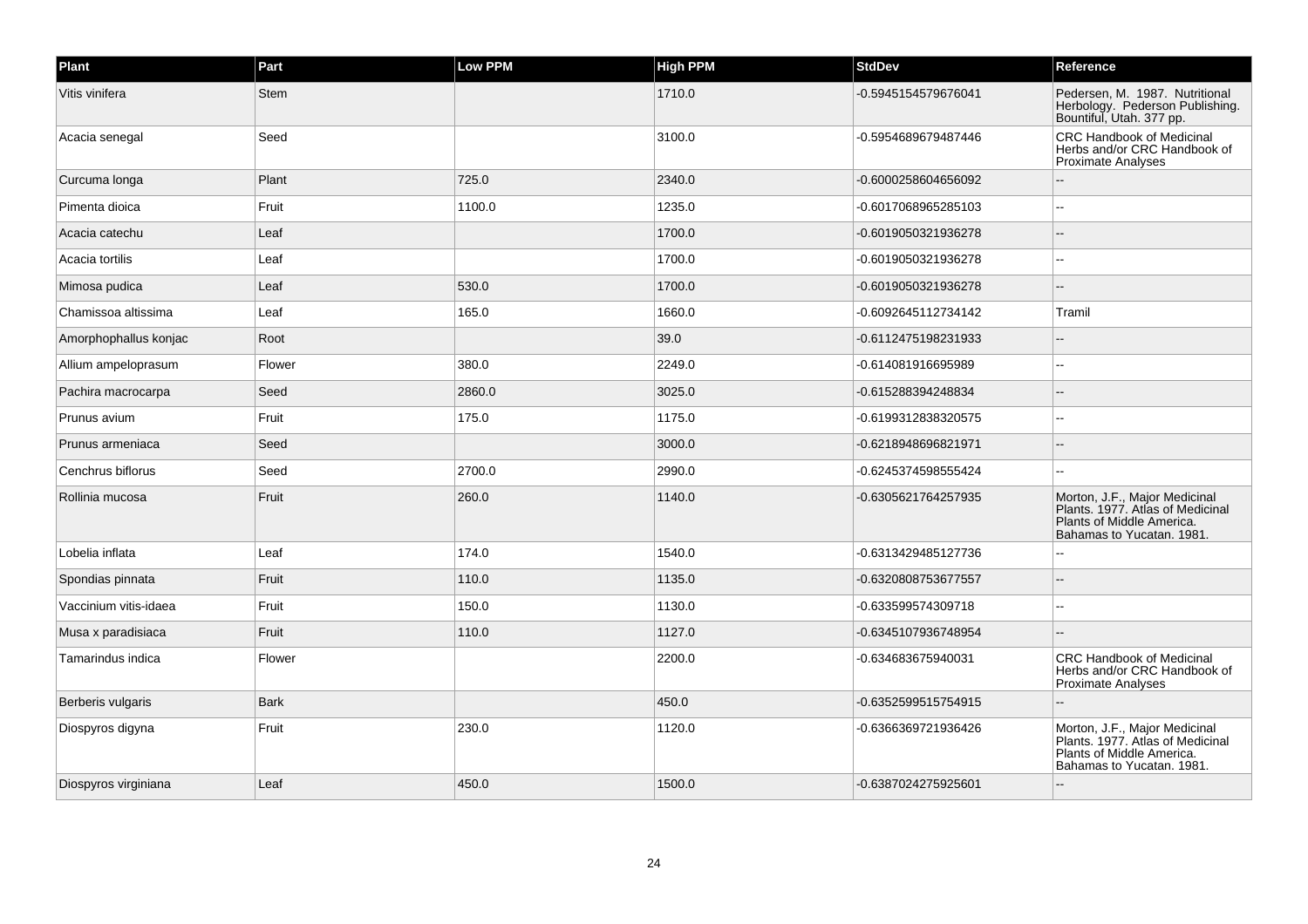| Plant | Part | Low PPM | High PPM | StdDev | Reference |
| --- | --- | --- | --- | --- | --- |
| Vitis vinifera | Stem | | 1710.0 | -0.5945154579676041 | Pedersen, M. 1987. Nutritional Herbology. Pederson Publishing. Bountiful, Utah. 377 pp. |
| Acacia senegal | Seed | | 3100.0 | -0.5954689679487446 | CRC Handbook of Medicinal Herbs and/or CRC Handbook of Proximate Analyses |
| Curcuma longa | Plant | 725.0 | 2340.0 | -0.6000258604656092 | -- |
| Pimenta dioica | Fruit | 1100.0 | 1235.0 | -0.6017068965285103 | -- |
| Acacia catechu | Leaf | | 1700.0 | -0.6019050321936278 | -- |
| Acacia tortilis | Leaf | | 1700.0 | -0.6019050321936278 | -- |
| Mimosa pudica | Leaf | 530.0 | 1700.0 | -0.6019050321936278 | -- |
| Chamissoa altissima | Leaf | 165.0 | 1660.0 | -0.6092645112734142 | Tramil |
| Amorphophallus konjac | Root | | 39.0 | -0.6112475198231933 | -- |
| Allium ampeloprasum | Flower | 380.0 | 2249.0 | -0.614081916695989 | -- |
| Pachira macrocarpa | Seed | 2860.0 | 3025.0 | -0.615288394248834 | -- |
| Prunus avium | Fruit | 175.0 | 1175.0 | -0.6199312838320575 | -- |
| Prunus armeniaca | Seed | | 3000.0 | -0.6218948696821971 | -- |
| Cenchrus biflorus | Seed | 2700.0 | 2990.0 | -0.6245374598555424 | -- |
| Rollinia mucosa | Fruit | 260.0 | 1140.0 | -0.6305621764257935 | Morton, J.F., Major Medicinal Plants. 1977. Atlas of Medicinal Plants of Middle America. Bahamas to Yucatan. 1981. |
| Lobelia inflata | Leaf | 174.0 | 1540.0 | -0.6313429485127736 | -- |
| Spondias pinnata | Fruit | 110.0 | 1135.0 | -0.6320808753677557 | -- |
| Vaccinium vitis-idaea | Fruit | 150.0 | 1130.0 | -0.633599574309718 | -- |
| Musa x paradisiaca | Fruit | 110.0 | 1127.0 | -0.6345107936748954 | -- |
| Tamarindus indica | Flower | | 2200.0 | -0.634683675940031 | CRC Handbook of Medicinal Herbs and/or CRC Handbook of Proximate Analyses |
| Berberis vulgaris | Bark | | 450.0 | -0.6352599515754915 | -- |
| Diospyros digyna | Fruit | 230.0 | 1120.0 | -0.6366369721936426 | Morton, J.F., Major Medicinal Plants. 1977. Atlas of Medicinal Plants of Middle America. Bahamas to Yucatan. 1981. |
| Diospyros virginiana | Leaf | 450.0 | 1500.0 | -0.6387024275925601 | -- |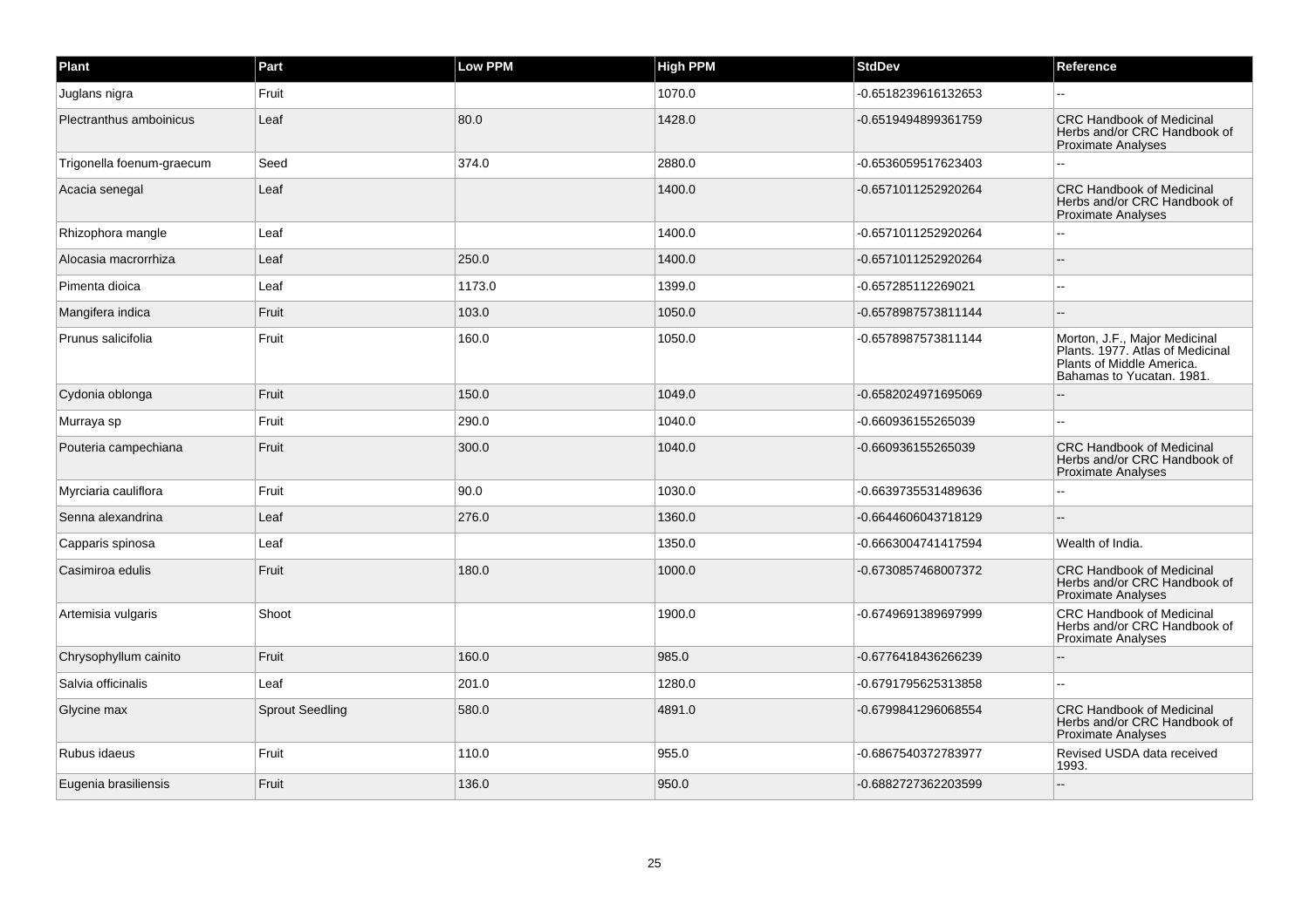| Plant | Part | Low PPM | High PPM | StdDev | Reference |
| --- | --- | --- | --- | --- | --- |
| Juglans nigra | Fruit | | 1070.0 | -0.6518239616132653 | -- |
| Plectranthus amboinicus | Leaf | 80.0 | 1428.0 | -0.6519494899361759 | CRC Handbook of Medicinal Herbs and/or CRC Handbook of Proximate Analyses |
| Trigonella foenum-graecum | Seed | 374.0 | 2880.0 | -0.6536059517623403 | -- |
| Acacia senegal | Leaf | | 1400.0 | -0.6571011252920264 | CRC Handbook of Medicinal Herbs and/or CRC Handbook of Proximate Analyses |
| Rhizophora mangle | Leaf | | 1400.0 | -0.6571011252920264 | -- |
| Alocasia macrorrhiza | Leaf | 250.0 | 1400.0 | -0.6571011252920264 | -- |
| Pimenta dioica | Leaf | 1173.0 | 1399.0 | -0.657285112269021 | -- |
| Mangifera indica | Fruit | 103.0 | 1050.0 | -0.6578987573811144 | -- |
| Prunus salicifolia | Fruit | 160.0 | 1050.0 | -0.6578987573811144 | Morton, J.F., Major Medicinal Plants. 1977. Atlas of Medicinal Plants of Middle America. Bahamas to Yucatan. 1981. |
| Cydonia oblonga | Fruit | 150.0 | 1049.0 | -0.6582024971695069 | -- |
| Murraya sp | Fruit | 290.0 | 1040.0 | -0.660936155265039 | -- |
| Pouteria campechiana | Fruit | 300.0 | 1040.0 | -0.660936155265039 | CRC Handbook of Medicinal Herbs and/or CRC Handbook of Proximate Analyses |
| Myrciaria cauliflora | Fruit | 90.0 | 1030.0 | -0.6639735531489636 | -- |
| Senna alexandrina | Leaf | 276.0 | 1360.0 | -0.6644606043718129 | -- |
| Capparis spinosa | Leaf | | 1350.0 | -0.6663004741417594 | Wealth of India. |
| Casimiroa edulis | Fruit | 180.0 | 1000.0 | -0.6730857468007372 | CRC Handbook of Medicinal Herbs and/or CRC Handbook of Proximate Analyses |
| Artemisia vulgaris | Shoot | | 1900.0 | -0.6749691389697999 | CRC Handbook of Medicinal Herbs and/or CRC Handbook of Proximate Analyses |
| Chrysophyllum cainito | Fruit | 160.0 | 985.0 | -0.6776418436266239 | -- |
| Salvia officinalis | Leaf | 201.0 | 1280.0 | -0.6791795625313858 | -- |
| Glycine max | Sprout Seedling | 580.0 | 4891.0 | -0.6799841296068554 | CRC Handbook of Medicinal Herbs and/or CRC Handbook of Proximate Analyses |
| Rubus idaeus | Fruit | 110.0 | 955.0 | -0.6867540372783977 | Revised USDA data received 1993. |
| Eugenia brasiliensis | Fruit | 136.0 | 950.0 | -0.6882727362203599 | -- |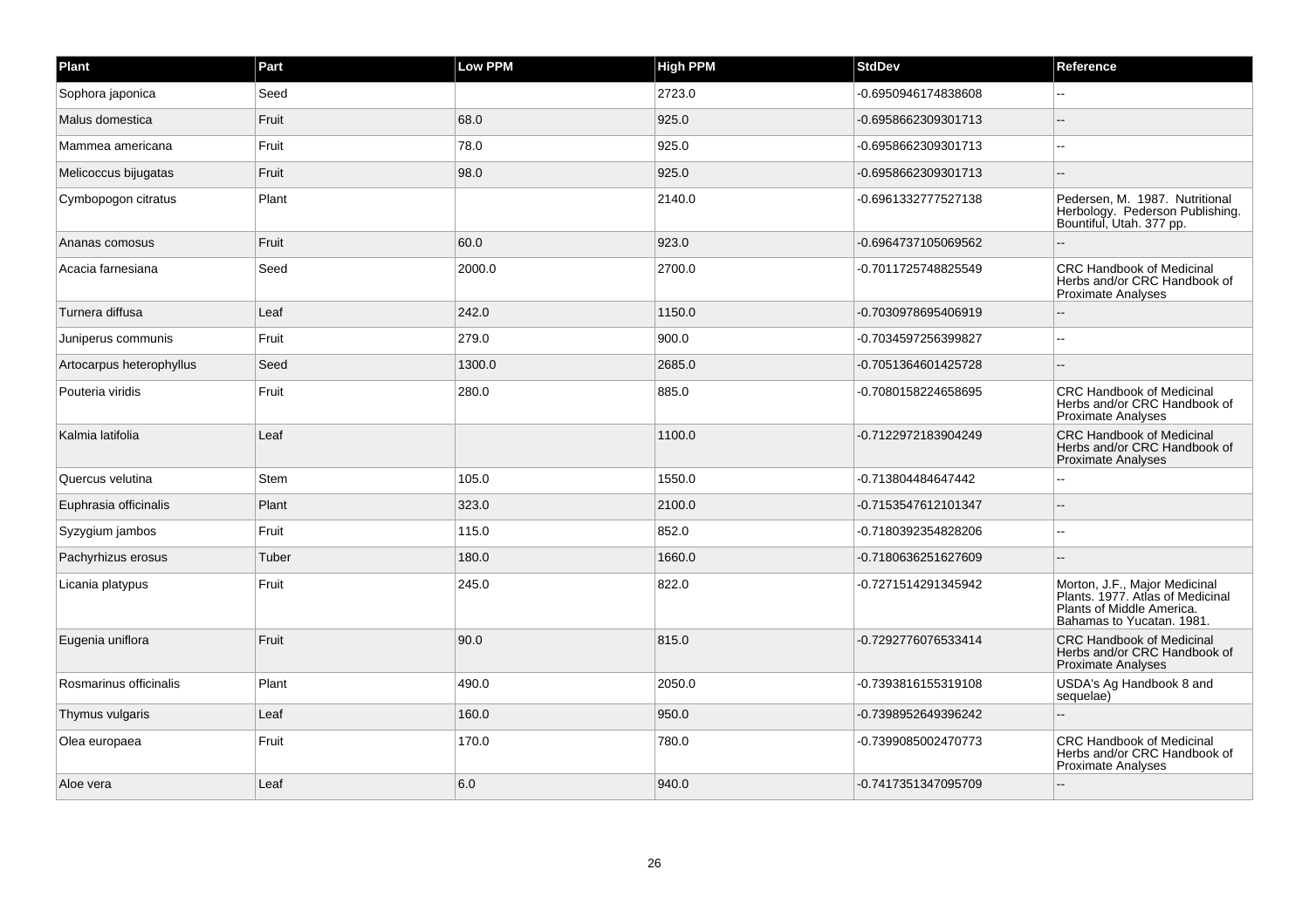| Plant | Part | Low PPM | High PPM | StdDev | Reference |
| --- | --- | --- | --- | --- | --- |
| Sophora japonica | Seed | | 2723.0 | -0.6950946174838608 | -- |
| Malus domestica | Fruit | 68.0 | 925.0 | -0.6958662309301713 | -- |
| Mammea americana | Fruit | 78.0 | 925.0 | -0.6958662309301713 | -- |
| Melicoccus bijugatas | Fruit | 98.0 | 925.0 | -0.6958662309301713 | -- |
| Cymbopogon citratus | Plant | | 2140.0 | -0.6961332777527138 | Pedersen, M. 1987. Nutritional Herbology. Pederson Publishing. Bountiful, Utah. 377 pp. |
| Ananas comosus | Fruit | 60.0 | 923.0 | -0.6964737105069562 | -- |
| Acacia farnesiana | Seed | 2000.0 | 2700.0 | -0.7011725748825549 | CRC Handbook of Medicinal Herbs and/or CRC Handbook of Proximate Analyses |
| Turnera diffusa | Leaf | 242.0 | 1150.0 | -0.7030978695406919 | -- |
| Juniperus communis | Fruit | 279.0 | 900.0 | -0.7034597256399827 | -- |
| Artocarpus heterophyllus | Seed | 1300.0 | 2685.0 | -0.7051364601425728 | -- |
| Pouteria viridis | Fruit | 280.0 | 885.0 | -0.7080158224658695 | CRC Handbook of Medicinal Herbs and/or CRC Handbook of Proximate Analyses |
| Kalmia latifolia | Leaf | | 1100.0 | -0.7122972183904249 | CRC Handbook of Medicinal Herbs and/or CRC Handbook of Proximate Analyses |
| Quercus velutina | Stem | 105.0 | 1550.0 | -0.713804484647442 | -- |
| Euphrasia officinalis | Plant | 323.0 | 2100.0 | -0.7153547612101347 | -- |
| Syzygium jambos | Fruit | 115.0 | 852.0 | -0.7180392354828206 | -- |
| Pachyrhizus erosus | Tuber | 180.0 | 1660.0 | -0.7180636251627609 | -- |
| Licania platypus | Fruit | 245.0 | 822.0 | -0.7271514291345942 | Morton, J.F., Major Medicinal Plants. 1977. Atlas of Medicinal Plants of Middle America. Bahamas to Yucatan. 1981. |
| Eugenia uniflora | Fruit | 90.0 | 815.0 | -0.7292776076533414 | CRC Handbook of Medicinal Herbs and/or CRC Handbook of Proximate Analyses |
| Rosmarinus officinalis | Plant | 490.0 | 2050.0 | -0.7393816155319108 | USDA's Ag Handbook 8 and sequelae) |
| Thymus vulgaris | Leaf | 160.0 | 950.0 | -0.7398952649396242 | -- |
| Olea europaea | Fruit | 170.0 | 780.0 | -0.7399085002470773 | CRC Handbook of Medicinal Herbs and/or CRC Handbook of Proximate Analyses |
| Aloe vera | Leaf | 6.0 | 940.0 | -0.7417351347095709 | -- |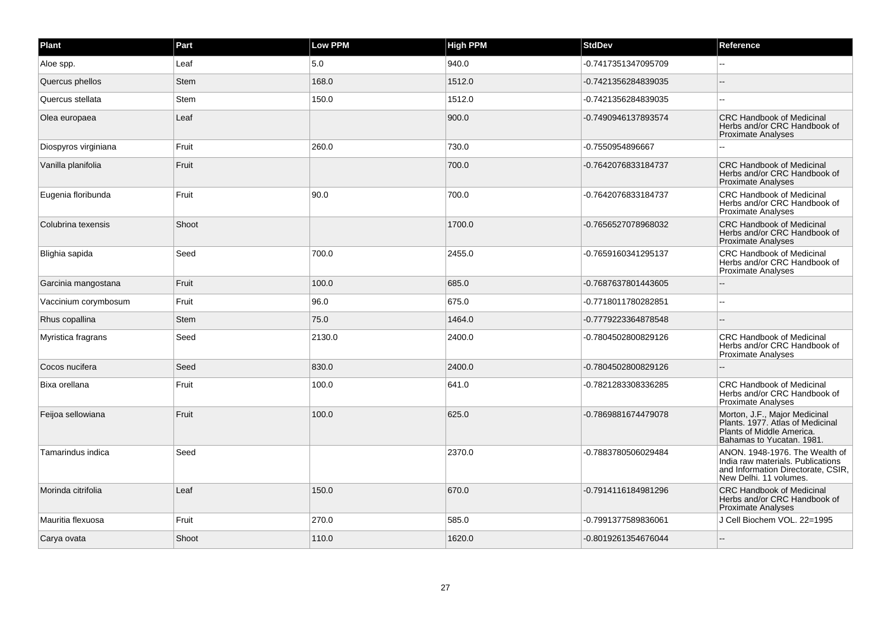| Plant | Part | Low PPM | High PPM | StdDev | Reference |
| --- | --- | --- | --- | --- | --- |
| Aloe spp. | Leaf | 5.0 | 940.0 | -0.7417351347095709 | -- |
| Quercus phellos | Stem | 168.0 | 1512.0 | -0.7421356284839035 | -- |
| Quercus stellata | Stem | 150.0 | 1512.0 | -0.7421356284839035 | -- |
| Olea europaea | Leaf | | 900.0 | -0.7490946137893574 | CRC Handbook of Medicinal Herbs and/or CRC Handbook of Proximate Analyses |
| Diospyros virginiana | Fruit | 260.0 | 730.0 | -0.7550954896667 | -- |
| Vanilla planifolia | Fruit | | 700.0 | -0.7642076833184737 | CRC Handbook of Medicinal Herbs and/or CRC Handbook of Proximate Analyses |
| Eugenia floribunda | Fruit | 90.0 | 700.0 | -0.7642076833184737 | CRC Handbook of Medicinal Herbs and/or CRC Handbook of Proximate Analyses |
| Colubrina texensis | Shoot | | 1700.0 | -0.7656527078968032 | CRC Handbook of Medicinal Herbs and/or CRC Handbook of Proximate Analyses |
| Blighia sapida | Seed | 700.0 | 2455.0 | -0.7659160341295137 | CRC Handbook of Medicinal Herbs and/or CRC Handbook of Proximate Analyses |
| Garcinia mangostana | Fruit | 100.0 | 685.0 | -0.7687637801443605 | -- |
| Vaccinium corymbosum | Fruit | 96.0 | 675.0 | -0.7718011780282851 | -- |
| Rhus copallina | Stem | 75.0 | 1464.0 | -0.7779223364878548 | -- |
| Myristica fragrans | Seed | 2130.0 | 2400.0 | -0.7804502800829126 | CRC Handbook of Medicinal Herbs and/or CRC Handbook of Proximate Analyses |
| Cocos nucifera | Seed | 830.0 | 2400.0 | -0.7804502800829126 | -- |
| Bixa orellana | Fruit | 100.0 | 641.0 | -0.7821283308336285 | CRC Handbook of Medicinal Herbs and/or CRC Handbook of Proximate Analyses |
| Feijoa sellowiana | Fruit | 100.0 | 625.0 | -0.7869881674479078 | Morton, J.F., Major Medicinal Plants. 1977. Atlas of Medicinal Plants of Middle America. Bahamas to Yucatan. 1981. |
| Tamarindus indica | Seed | | 2370.0 | -0.7883780506029484 | ANON. 1948-1976. The Wealth of India raw materials. Publications and Information Directorate, CSIR, New Delhi. 11 volumes. |
| Morinda citrifolia | Leaf | 150.0 | 670.0 | -0.7914116184981296 | CRC Handbook of Medicinal Herbs and/or CRC Handbook of Proximate Analyses |
| Mauritia flexuosa | Fruit | 270.0 | 585.0 | -0.7991377589836061 | J Cell Biochem VOL. 22=1995 |
| Carya ovata | Shoot | 110.0 | 1620.0 | -0.8019261354676044 | -- |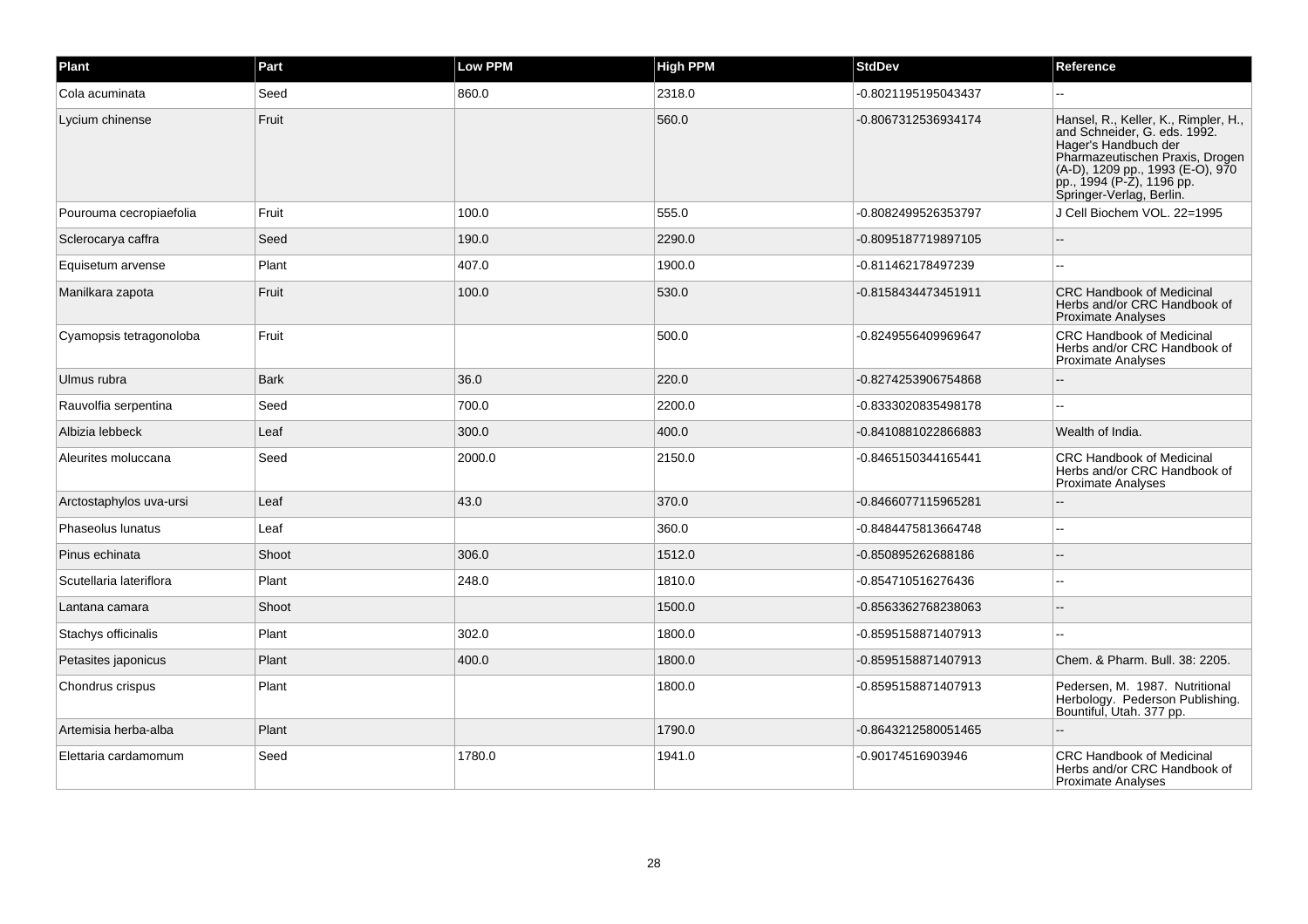| Plant | Part | Low PPM | High PPM | StdDev | Reference |
| --- | --- | --- | --- | --- | --- |
| Cola acuminata | Seed | 860.0 | 2318.0 | -0.8021195195043437 | -- |
| Lycium chinense | Fruit | | 560.0 | -0.8067312536934174 | Hansel, R., Keller, K., Rimpler, H., and Schneider, G. eds. 1992. Hager's Handbuch der Pharmazeutischen Praxis, Drogen (A-D), 1209 pp., 1993 (E-O), 970 pp., 1994 (P-Z), 1196 pp. Springer-Verlag, Berlin. |
| Pourouma cecropiaefolia | Fruit | 100.0 | 555.0 | -0.8082499526353797 | J Cell Biochem VOL. 22=1995 |
| Sclerocarya caffra | Seed | 190.0 | 2290.0 | -0.8095187719897105 | -- |
| Equisetum arvense | Plant | 407.0 | 1900.0 | -0.811462178497239 | -- |
| Manilkara zapota | Fruit | 100.0 | 530.0 | -0.8158434473451911 | CRC Handbook of Medicinal Herbs and/or CRC Handbook of Proximate Analyses |
| Cyamopsis tetragonoloba | Fruit | | 500.0 | -0.8249556409969647 | CRC Handbook of Medicinal Herbs and/or CRC Handbook of Proximate Analyses |
| Ulmus rubra | Bark | 36.0 | 220.0 | -0.8274253906754868 | -- |
| Rauvolfia serpentina | Seed | 700.0 | 2200.0 | -0.8333020835498178 | -- |
| Albizia lebbeck | Leaf | 300.0 | 400.0 | -0.8410881022866883 | Wealth of India. |
| Aleurites moluccana | Seed | 2000.0 | 2150.0 | -0.8465150344165441 | CRC Handbook of Medicinal Herbs and/or CRC Handbook of Proximate Analyses |
| Arctostaphylos uva-ursi | Leaf | 43.0 | 370.0 | -0.8466077115965281 | -- |
| Phaseolus lunatus | Leaf | | 360.0 | -0.8484475813664748 | -- |
| Pinus echinata | Shoot | 306.0 | 1512.0 | -0.850895262688186 | -- |
| Scutellaria lateriflora | Plant | 248.0 | 1810.0 | -0.854710516276436 | -- |
| Lantana camara | Shoot | | 1500.0 | -0.8563362768238063 | -- |
| Stachys officinalis | Plant | 302.0 | 1800.0 | -0.8595158871407913 | -- |
| Petasites japonicus | Plant | 400.0 | 1800.0 | -0.8595158871407913 | Chem. & Pharm. Bull. 38: 2205. |
| Chondrus crispus | Plant | | 1800.0 | -0.8595158871407913 | Pedersen, M. 1987. Nutritional Herbology. Pederson Publishing. Bountiful, Utah. 377 pp. |
| Artemisia herba-alba | Plant | | 1790.0 | -0.8643212580051465 | -- |
| Elettaria cardamomum | Seed | 1780.0 | 1941.0 | -0.90174516903946 | CRC Handbook of Medicinal Herbs and/or CRC Handbook of Proximate Analyses |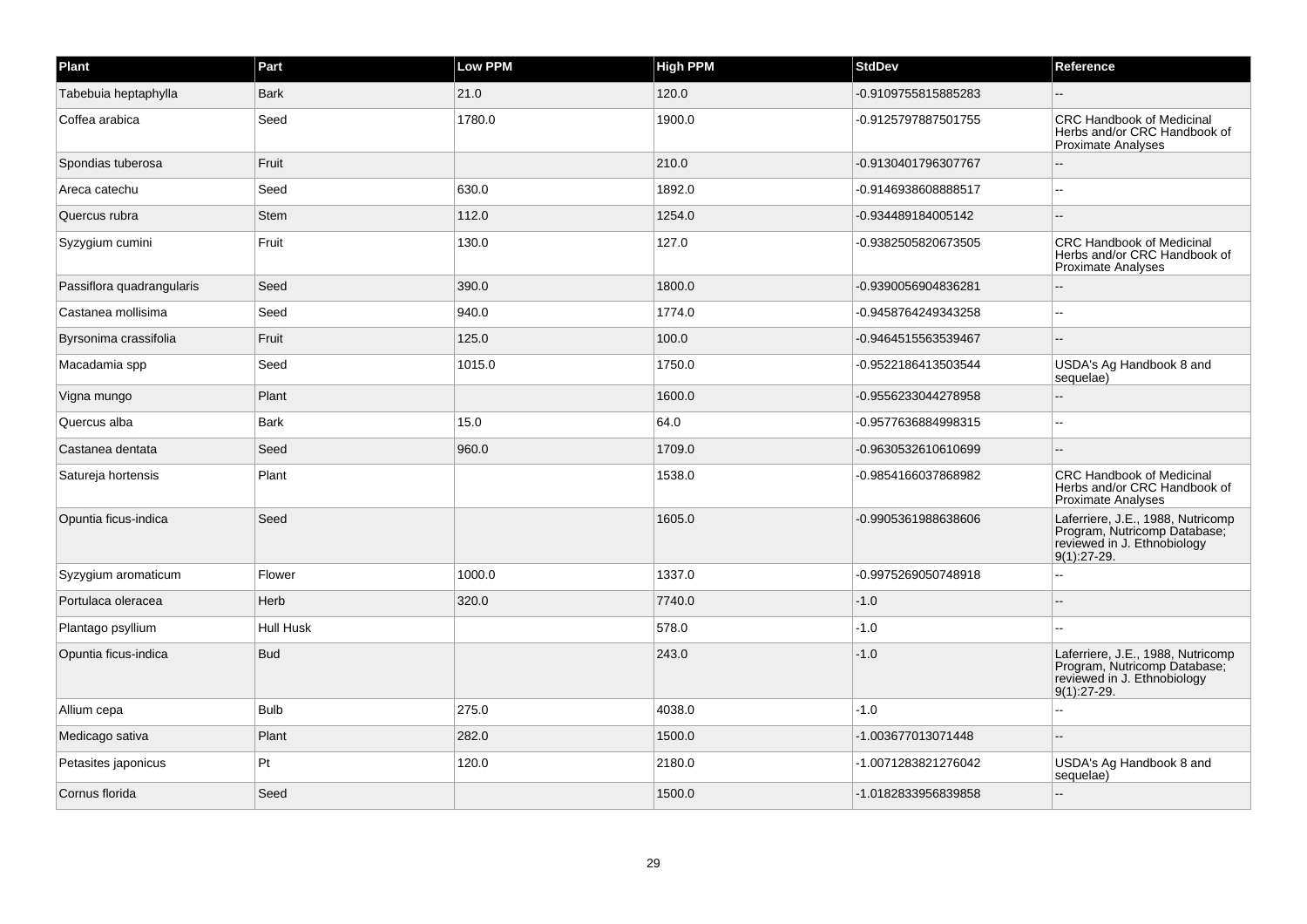| Plant | Part | Low PPM | High PPM | StdDev | Reference |
| --- | --- | --- | --- | --- | --- |
| Tabebuia heptaphylla | Bark | 21.0 | 120.0 | -0.9109755815885283 | -- |
| Coffea arabica | Seed | 1780.0 | 1900.0 | -0.9125797887501755 | CRC Handbook of Medicinal Herbs and/or CRC Handbook of Proximate Analyses |
| Spondias tuberosa | Fruit | | 210.0 | -0.9130401796307767 | -- |
| Areca catechu | Seed | 630.0 | 1892.0 | -0.9146938608888517 | -- |
| Quercus rubra | Stem | 112.0 | 1254.0 | -0.934489184005142 | -- |
| Syzygium cumini | Fruit | 130.0 | 127.0 | -0.9382505820673505 | CRC Handbook of Medicinal Herbs and/or CRC Handbook of Proximate Analyses |
| Passiflora quadrangularis | Seed | 390.0 | 1800.0 | -0.9390056904836281 | -- |
| Castanea mollisima | Seed | 940.0 | 1774.0 | -0.9458764249343258 | -- |
| Byrsonima crassifolia | Fruit | 125.0 | 100.0 | -0.9464515563539467 | -- |
| Macadamia spp | Seed | 1015.0 | 1750.0 | -0.9522186413503544 | USDA's Ag Handbook 8 and sequelae) |
| Vigna mungo | Plant | | 1600.0 | -0.9556233044278958 | -- |
| Quercus alba | Bark | 15.0 | 64.0 | -0.9577636884998315 | -- |
| Castanea dentata | Seed | 960.0 | 1709.0 | -0.9630532610610699 | -- |
| Satureja hortensis | Plant | | 1538.0 | -0.9854166037868982 | CRC Handbook of Medicinal Herbs and/or CRC Handbook of Proximate Analyses |
| Opuntia ficus-indica | Seed | | 1605.0 | -0.9905361988638606 | Laferriere, J.E., 1988, Nutricomp Program, Nutricomp Database; reviewed in J. Ethnobiology 9(1):27-29. |
| Syzygium aromaticum | Flower | 1000.0 | 1337.0 | -0.9975269050748918 | -- |
| Portulaca oleracea | Herb | 320.0 | 7740.0 | -1.0 | -- |
| Plantago psyllium | Hull Husk | | 578.0 | -1.0 | -- |
| Opuntia ficus-indica | Bud | | 243.0 | -1.0 | Laferriere, J.E., 1988, Nutricomp Program, Nutricomp Database; reviewed in J. Ethnobiology 9(1):27-29. |
| Allium cepa | Bulb | 275.0 | 4038.0 | -1.0 | -- |
| Medicago sativa | Plant | 282.0 | 1500.0 | -1.003677013071448 | -- |
| Petasites japonicus | Pt | 120.0 | 2180.0 | -1.0071283821276042 | USDA's Ag Handbook 8 and sequelae) |
| Cornus florida | Seed | | 1500.0 | -1.0182833956839858 | -- |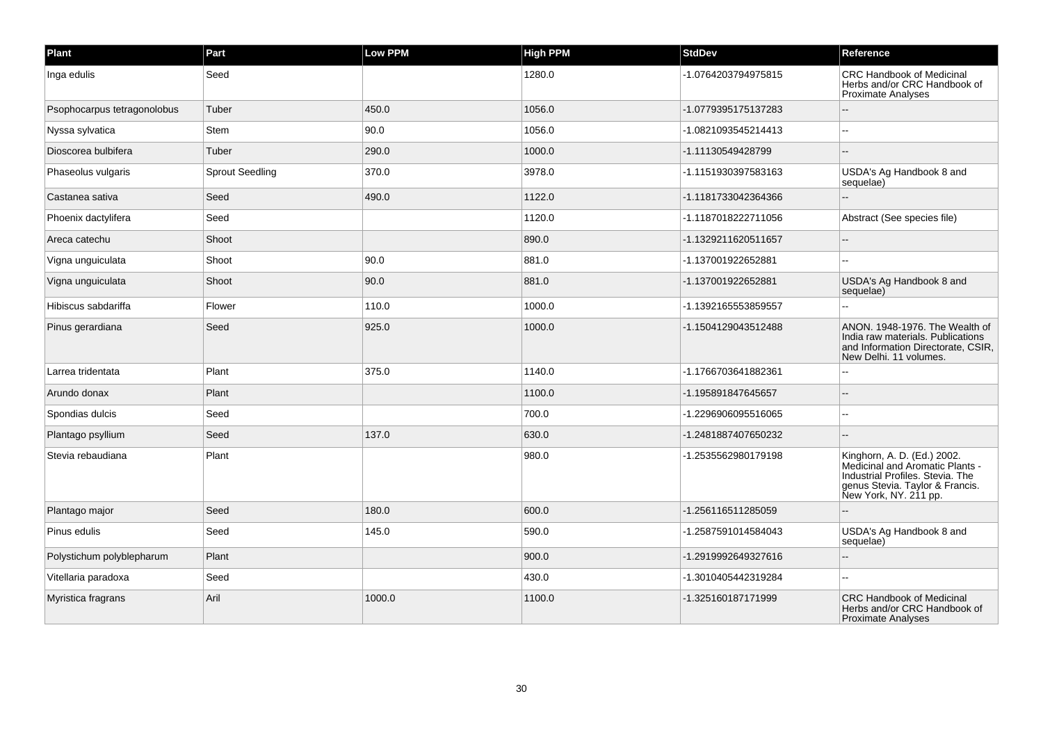| Plant | Part | Low PPM | High PPM | StdDev | Reference |
| --- | --- | --- | --- | --- | --- |
| Inga edulis | Seed | | 1280.0 | -1.0764203794975815 | CRC Handbook of Medicinal Herbs and/or CRC Handbook of Proximate Analyses |
| Psophocarpus tetragonolobus | Tuber | 450.0 | 1056.0 | -1.0779395175137283 | -- |
| Nyssa sylvatica | Stem | 90.0 | 1056.0 | -1.0821093545214413 | -- |
| Dioscorea bulbifera | Tuber | 290.0 | 1000.0 | -1.11130549428799 | -- |
| Phaseolus vulgaris | Sprout Seedling | 370.0 | 3978.0 | -1.1151930397583163 | USDA's Ag Handbook 8 and sequelae) |
| Castanea sativa | Seed | 490.0 | 1122.0 | -1.1181733042364366 | -- |
| Phoenix dactylifera | Seed | | 1120.0 | -1.1187018222711056 | Abstract (See species file) |
| Areca catechu | Shoot | | 890.0 | -1.1329211620511657 | -- |
| Vigna unguiculata | Shoot | 90.0 | 881.0 | -1.137001922652881 | -- |
| Vigna unguiculata | Shoot | 90.0 | 881.0 | -1.137001922652881 | USDA's Ag Handbook 8 and sequelae) |
| Hibiscus sabdariffa | Flower | 110.0 | 1000.0 | -1.1392165553859557 | -- |
| Pinus gerardiana | Seed | 925.0 | 1000.0 | -1.1504129043512488 | ANON. 1948-1976. The Wealth of India raw materials. Publications and Information Directorate, CSIR, New Delhi. 11 volumes. |
| Larrea tridentata | Plant | 375.0 | 1140.0 | -1.1766703641882361 | -- |
| Arundo donax | Plant | | 1100.0 | -1.195891847645657 | -- |
| Spondias dulcis | Seed | | 700.0 | -1.2296906095516065 | -- |
| Plantago psyllium | Seed | 137.0 | 630.0 | -1.2481887407650232 | -- |
| Stevia rebaudiana | Plant | | 980.0 | -1.2535562980179198 | Kinghorn, A. D. (Ed.) 2002. Medicinal and Aromatic Plants - Industrial Profiles. Stevia. The genus Stevia. Taylor & Francis. New York, NY. 211 pp. |
| Plantago major | Seed | 180.0 | 600.0 | -1.256116511285059 | -- |
| Pinus edulis | Seed | 145.0 | 590.0 | -1.2587591014584043 | USDA's Ag Handbook 8 and sequelae) |
| Polystichum polyblepharum | Plant | | 900.0 | -1.2919992649327616 | -- |
| Vitellaria paradoxa | Seed | | 430.0 | -1.3010405442319284 | -- |
| Myristica fragrans | Aril | 1000.0 | 1100.0 | -1.325160187171999 | CRC Handbook of Medicinal Herbs and/or CRC Handbook of Proximate Analyses |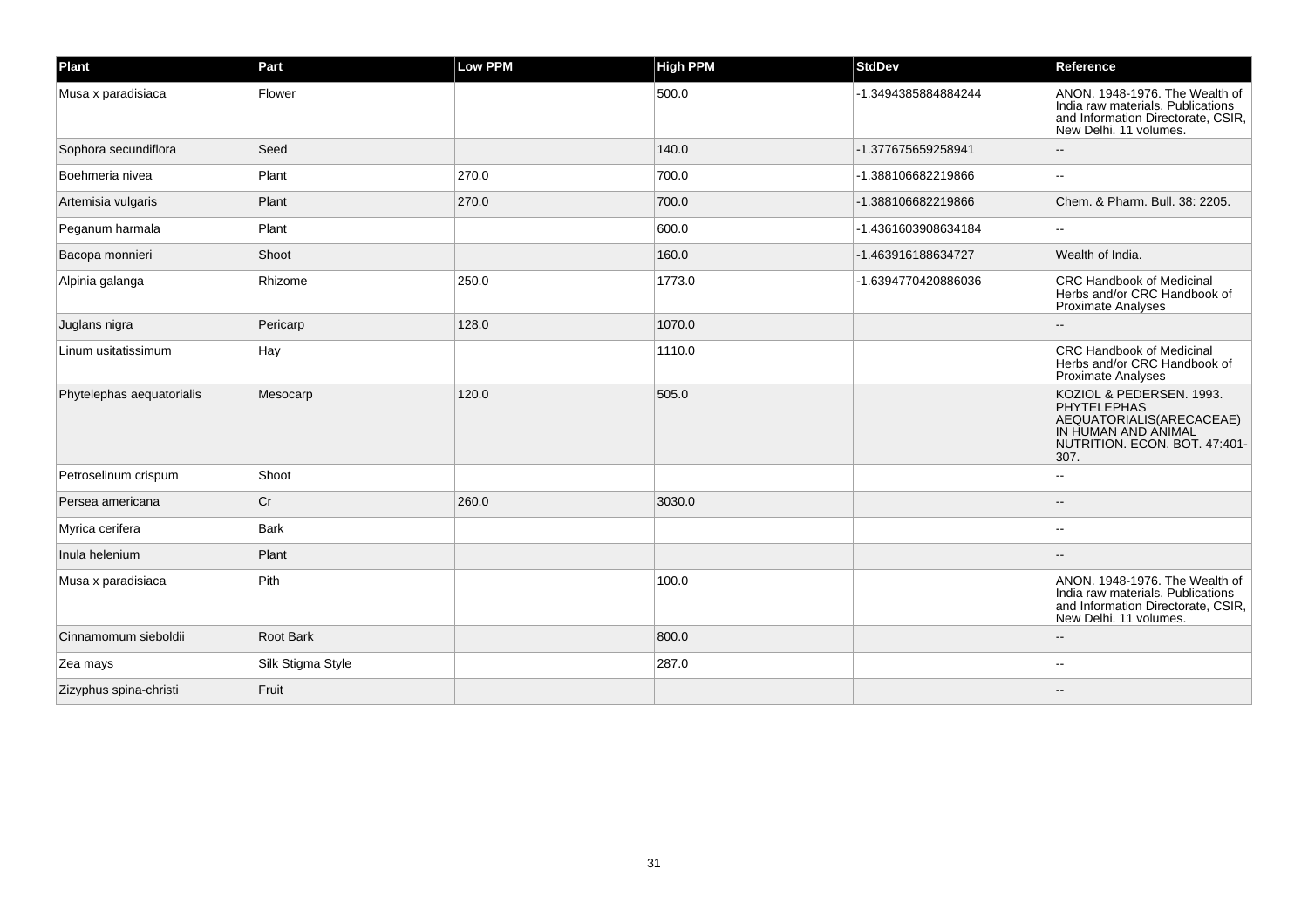| Plant | Part | Low PPM | High PPM | StdDev | Reference |
| --- | --- | --- | --- | --- | --- |
| Musa x paradisiaca | Flower | | 500.0 | -1.3494385884884244 | ANON. 1948-1976. The Wealth of India raw materials. Publications and Information Directorate, CSIR, New Delhi. 11 volumes. |
| Sophora secundiflora | Seed | | 140.0 | -1.377675659258941 | -- |
| Boehmeria nivea | Plant | 270.0 | 700.0 | -1.388106682219866 | -- |
| Artemisia vulgaris | Plant | 270.0 | 700.0 | -1.388106682219866 | Chem. & Pharm. Bull. 38: 2205. |
| Peganum harmala | Plant | | 600.0 | -1.4361603908634184 | -- |
| Bacopa monnieri | Shoot | | 160.0 | -1.463916188634727 | Wealth of India. |
| Alpinia galanga | Rhizome | 250.0 | 1773.0 | -1.6394770420886036 | CRC Handbook of Medicinal Herbs and/or CRC Handbook of Proximate Analyses |
| Juglans nigra | Pericarp | 128.0 | 1070.0 | | -- |
| Linum usitatissimum | Hay | | 1110.0 | | CRC Handbook of Medicinal Herbs and/or CRC Handbook of Proximate Analyses |
| Phytelephas aequatorialis | Mesocarp | 120.0 | 505.0 | | KOZIOL & PEDERSEN. 1993. PHYTELEPHAS AEQUATORIALIS(ARECACEAE) IN HUMAN AND ANIMAL NUTRITION. ECON. BOT. 47:401-307. |
| Petroselinum crispum | Shoot | | | | -- |
| Persea americana | Cr | 260.0 | 3030.0 | | -- |
| Myrica cerifera | Bark | | | | -- |
| Inula helenium | Plant | | | | -- |
| Musa x paradisiaca | Pith | | 100.0 | | ANON. 1948-1976. The Wealth of India raw materials. Publications and Information Directorate, CSIR, New Delhi. 11 volumes. |
| Cinnamomum sieboldii | Root Bark | | 800.0 | | -- |
| Zea mays | Silk Stigma Style | | 287.0 | | -- |
| Zizyphus spina-christi | Fruit | | | | -- |